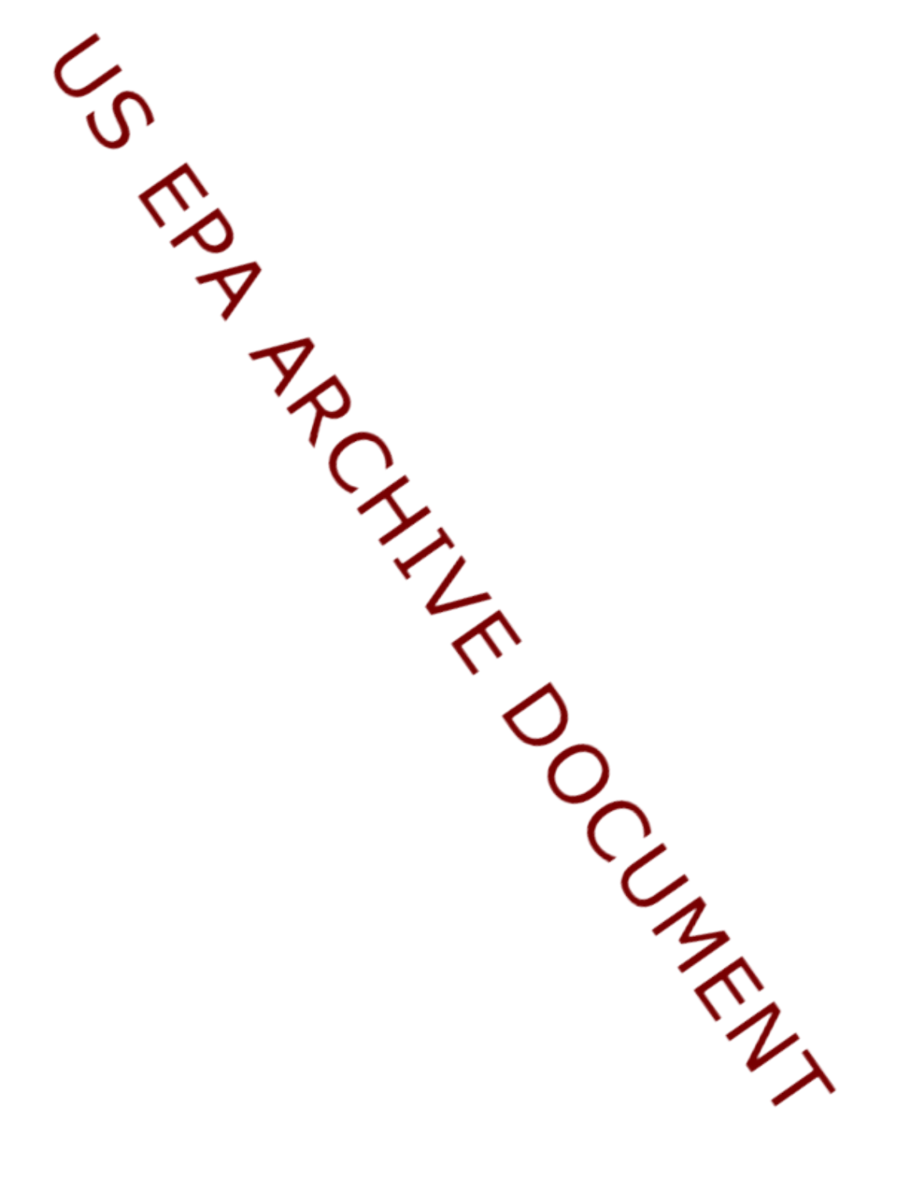US EPA ARCHIVE DOCUMENT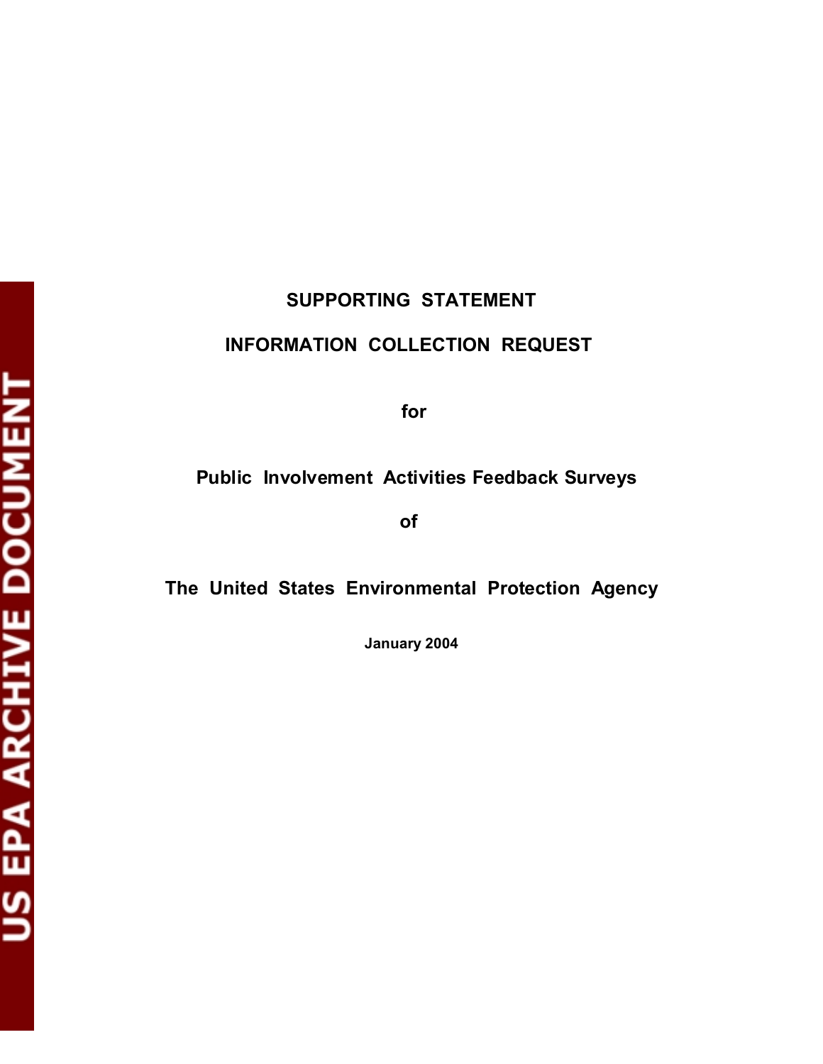# SUPPORTING STATEMENT

# INFORMATION COLLECTION REQUEST

for

**Public Involvement Activities Feedback Surveys**

of

**The United States Environmental Protection Agency**

**January 2004**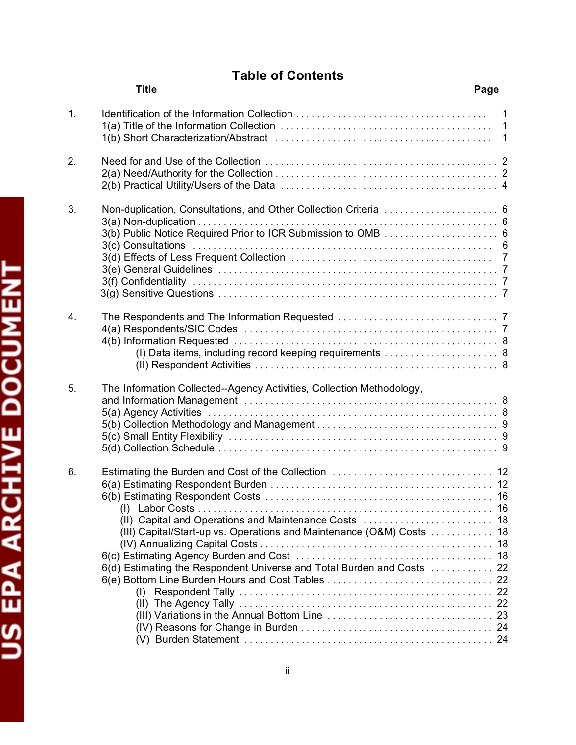# Table of Contents

| | Title | Page |
|---|---|---|
| 1. | Identification of the Information Collection | 1 |
| | 1(a) Title of the Information Collection | 1 |
| | 1(b) Short Characterization/Abstract | 1 |
| 2. | Need for and Use of the Collection | 2 |
| | 2(a) Need/Authority for the Collection | 2 |
| | 2(b) Practical Utility/Users of the Data | 4 |
| 3. | Non-duplication, Consultations, and Other Collection Criteria | 6 |
| | 3(a) Non-duplication | 6 |
| | 3(b) Public Notice Required Prior to ICR Submission to OMB | 6 |
| | 3(c) Consultations | 6 |
| | 3(d) Effects of Less Frequent Collection | 7 |
| | 3(e) General Guidelines | 7 |
| | 3(f) Confidentiality | 7 |
| | 3(g) Sensitive Questions | 7 |
| 4. | The Respondents and The Information Requested | 7 |
| | 4(a) Respondents/SIC Codes | 7 |
| | 4(b) Information Requested | 8 |
| | (I) Data items, including record keeping requirements | 8 |
| | (II) Respondent Activities | 8 |
| 5. | The Information Collected--Agency Activities, Collection Methodology, and Information Management | 8 |
| | 5(a) Agency Activities | 8 |
| | 5(b) Collection Methodology and Management | 9 |
| | 5(c) Small Entity Flexibility | 9 |
| | 5(d) Collection Schedule | 9 |
| 6. | Estimating the Burden and Cost of the Collection | 12 |
| | 6(a) Estimating Respondent Burden | 12 |
| | 6(b) Estimating Respondent Costs | 16 |
| | (I) Labor Costs | 16 |
| | (II) Capital and Operations and Maintenance Costs | 18 |
| | (III) Capital/Start-up vs. Operations and Maintenance (O&M) Costs | 18 |
| | (IV) Annualizing Capital Costs | 18 |
| | 6(c) Estimating Agency Burden and Cost | 18 |
| | 6(d) Estimating the Respondent Universe and Total Burden and Costs | 22 |
| | 6(e) Bottom Line Burden Hours and Cost Tables | 22 |
| | (I) Respondent Tally | 22 |
| | (II) The Agency Tally | 22 |
| | (III) Variations in the Annual Bottom Line | 23 |
| | (IV) Reasons for Change in Burden | 24 |
| | (V) Burden Statement | 24 |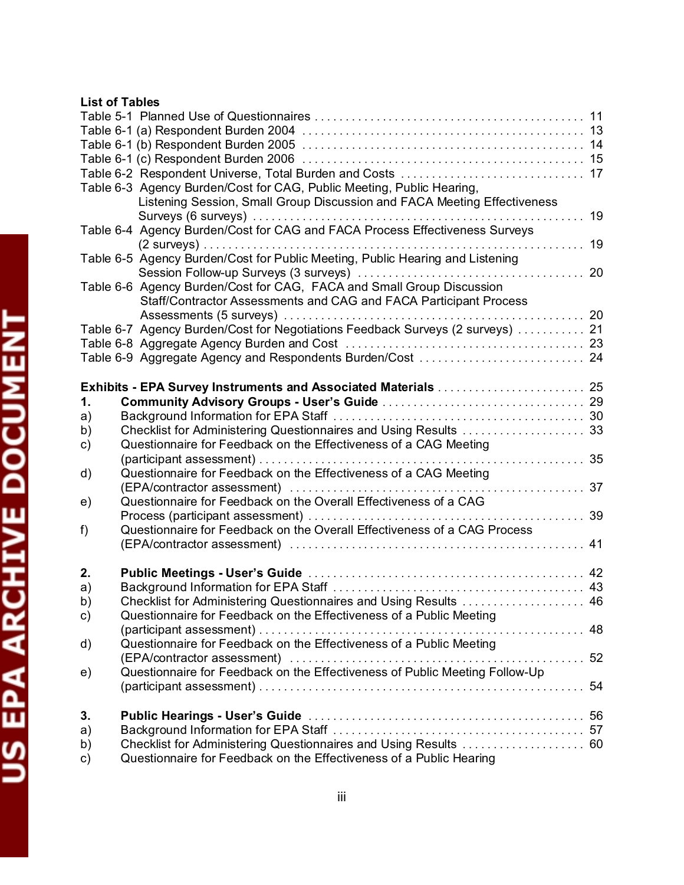**List of Tables**

Table 5-1 Planned Use of Questionnaires . . . . . . . . . . . . . . . . . . . . . . . . . . . . . . . . . . . . . . . . . . . 11
Table 6-1 (a) Respondent Burden 2004 . . . . . . . . . . . . . . . . . . . . . . . . . . . . . . . . . . . . . . . . . . . 13
Table 6-1 (b) Respondent Burden 2005 . . . . . . . . . . . . . . . . . . . . . . . . . . . . . . . . . . . . . . . . . . . 14
Table 6-1 (c) Respondent Burden 2006 . . . . . . . . . . . . . . . . . . . . . . . . . . . . . . . . . . . . . . . . . . . 15
Table 6-2 Respondent Universe, Total Burden and Costs . . . . . . . . . . . . . . . . . . . . . . . . . . . . 17
Table 6-3 Agency Burden/Cost for CAG, Public Meeting, Public Hearing, Listening Session, Small Group Discussion and FACA Meeting Effectiveness Surveys (6 surveys) . . . . . . . . . . . . . . . . . . . . . . . . . . . . . . . . . . . . . . . . . . . . . . . . . . . . 19
Table 6-4 Agency Burden/Cost for CAG and FACA Process Effectiveness Surveys (2 surveys) . . . . . . . . . . . . . . . . . . . . . . . . . . . . . . . . . . . . . . . . . . . . . . . . . . . . . . . . . . . . 19
Table 6-5 Agency Burden/Cost for Public Meeting, Public Hearing and Listening Session Follow-up Surveys (3 surveys) . . . . . . . . . . . . . . . . . . . . . . . . . . . . . . . . . . . 20
Table 6-6 Agency Burden/Cost for CAG, FACA and Small Group Discussion Staff/Contractor Assessments and CAG and FACA Participant Process Assessments (5 surveys) . . . . . . . . . . . . . . . . . . . . . . . . . . . . . . . . . . . . . . . . . . . . . . . 20
Table 6-7 Agency Burden/Cost for Negotiations Feedback Surveys (2 surveys) . . . . . . . . . . . 21
Table 6-8 Aggregate Agency Burden and Cost . . . . . . . . . . . . . . . . . . . . . . . . . . . . . . . . . . . . . 23
Table 6-9 Aggregate Agency and Respondents Burden/Cost . . . . . . . . . . . . . . . . . . . . . . . . . . 24

**Exhibits - EPA Survey Instruments and Associated Materials** . . . . . . . . . . . . . . . . . . . . . . . . 25

**1. Community Advisory Groups - User's Guide** . . . . . . . . . . . . . . . . . . . . . . . . . . . . . . . . 29
a) Background Information for EPA Staff . . . . . . . . . . . . . . . . . . . . . . . . . . . . . . . . . . . . . . . . 30
b) Checklist for Administering Questionnaires and Using Results . . . . . . . . . . . . . . . . . . . . 33
c) Questionnaire for Feedback on the Effectiveness of a CAG Meeting (participant assessment) . . . . . . . . . . . . . . . . . . . . . . . . . . . . . . . . . . . . . . . . . . . . . . . . . . . . 35
d) Questionnaire for Feedback on the Effectiveness of a CAG Meeting (EPA/contractor assessment) . . . . . . . . . . . . . . . . . . . . . . . . . . . . . . . . . . . . . . . . . . . . . . . 37
e) Questionnaire for Feedback on the Overall Effectiveness of a CAG Process (participant assessment) . . . . . . . . . . . . . . . . . . . . . . . . . . . . . . . . . . . . . . . . . . . . 39
f) Questionnaire for Feedback on the Overall Effectiveness of a CAG Process (EPA/contractor assessment) . . . . . . . . . . . . . . . . . . . . . . . . . . . . . . . . . . . . . . . . . . . . . . . 41

**2. Public Meetings - User's Guide** . . . . . . . . . . . . . . . . . . . . . . . . . . . . . . . . . . . . . . . . . . . . 42
a) Background Information for EPA Staff . . . . . . . . . . . . . . . . . . . . . . . . . . . . . . . . . . . . . . . . 43
b) Checklist for Administering Questionnaires and Using Results . . . . . . . . . . . . . . . . . . . . 46
c) Questionnaire for Feedback on the Effectiveness of a Public Meeting (participant assessment) . . . . . . . . . . . . . . . . . . . . . . . . . . . . . . . . . . . . . . . . . . . . . . . . . . . . 48
d) Questionnaire for Feedback on the Effectiveness of a Public Meeting (EPA/contractor assessment) . . . . . . . . . . . . . . . . . . . . . . . . . . . . . . . . . . . . . . . . . . . . . . . 52
e) Questionnaire for Feedback on the Effectiveness of Public Meeting Follow-Up (participant assessment) . . . . . . . . . . . . . . . . . . . . . . . . . . . . . . . . . . . . . . . . . . . . . . . . . . . 54

**3. Public Hearings - User's Guide** . . . . . . . . . . . . . . . . . . . . . . . . . . . . . . . . . . . . . . . . . . . . 56
a) Background Information for EPA Staff . . . . . . . . . . . . . . . . . . . . . . . . . . . . . . . . . . . . . . . . 57
b) Checklist for Administering Questionnaires and Using Results . . . . . . . . . . . . . . . . . . . . 60
c) Questionnaire for Feedback on the Effectiveness of a Public Hearing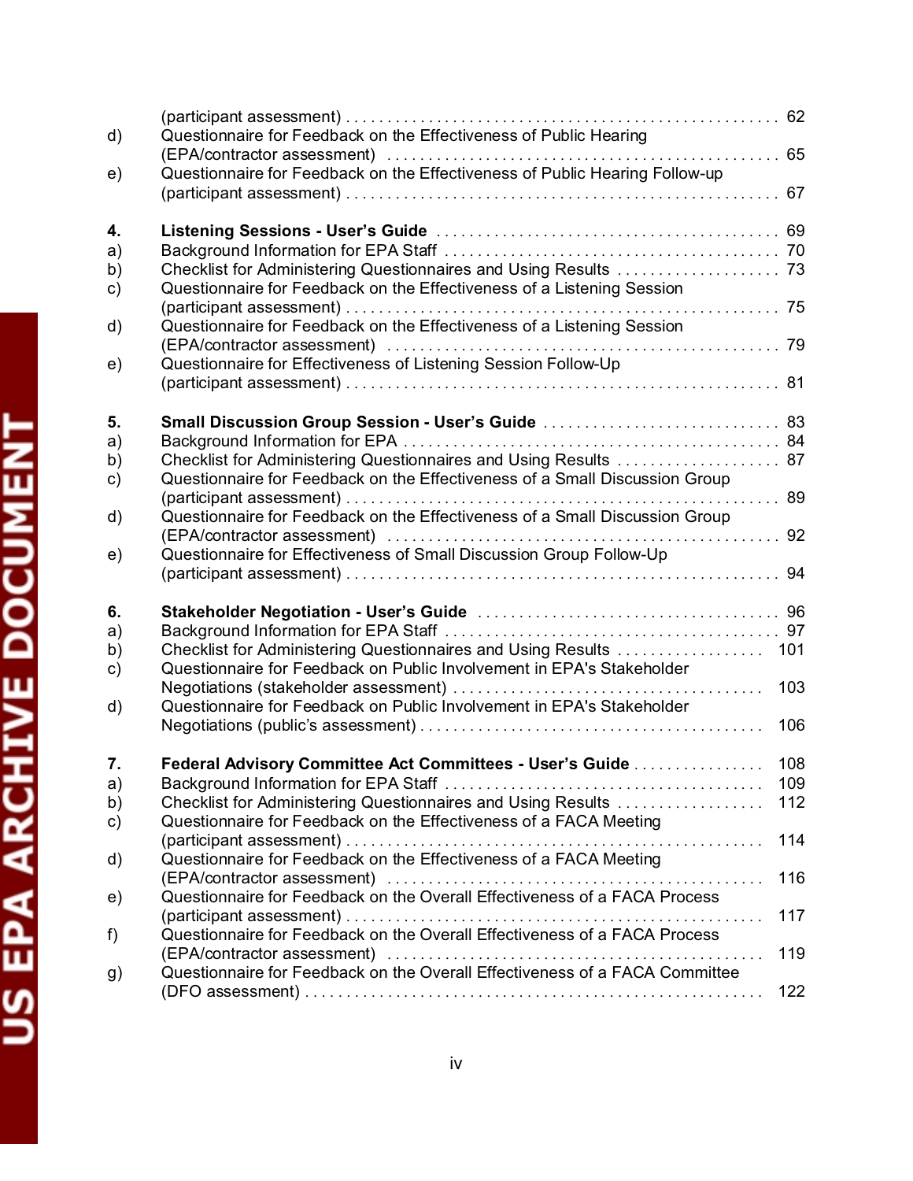(participant assessment) . . . . . . . . . . . . . . . . . . . . . . . . . . . . . . . . . . . . . . . . . . . . . . . . . . . 62

d) Questionnaire for Feedback on the Effectiveness of Public Hearing (EPA/contractor assessment) . . . . . . . . . . . . . . . . . . . . . . . . . . . . . . . . . . . . . . . . . . . . . . 65

e) Questionnaire for Feedback on the Effectiveness of Public Hearing Follow-up (participant assessment) . . . . . . . . . . . . . . . . . . . . . . . . . . . . . . . . . . . . . . . . . . . . . . . . . . . 67

**4. Listening Sessions - User's Guide** . . . . . . . . . . . . . . . . . . . . . . . . . . . . . . . . . . . . . . . . 69

a) Background Information for EPA Staff . . . . . . . . . . . . . . . . . . . . . . . . . . . . . . . . . . . . . . . 70

b) Checklist for Administering Questionnaires and Using Results . . . . . . . . . . . . . . . . . . . . 73

c) Questionnaire for Feedback on the Effectiveness of a Listening Session (participant assessment) . . . . . . . . . . . . . . . . . . . . . . . . . . . . . . . . . . . . . . . . . . . . . . . . . . . 75

d) Questionnaire for Feedback on the Effectiveness of a Listening Session (EPA/contractor assessment) . . . . . . . . . . . . . . . . . . . . . . . . . . . . . . . . . . . . . . . . . . . . . . 79

e) Questionnaire for Effectiveness of Listening Session Follow-Up (participant assessment) . . . . . . . . . . . . . . . . . . . . . . . . . . . . . . . . . . . . . . . . . . . . . . . . . . . 81

**5. Small Discussion Group Session - User's Guide** . . . . . . . . . . . . . . . . . . . . . . . . . . . . . 83

a) Background Information for EPA . . . . . . . . . . . . . . . . . . . . . . . . . . . . . . . . . . . . . . . . . . . . 84

b) Checklist for Administering Questionnaires and Using Results . . . . . . . . . . . . . . . . . . . . 87

c) Questionnaire for Feedback on the Effectiveness of a Small Discussion Group (participant assessment) . . . . . . . . . . . . . . . . . . . . . . . . . . . . . . . . . . . . . . . . . . . . . . . . . . . 89

d) Questionnaire for Feedback on the Effectiveness of a Small Discussion Group (EPA/contractor assessment) . . . . . . . . . . . . . . . . . . . . . . . . . . . . . . . . . . . . . . . . . . . . . . 92

e) Questionnaire for Effectiveness of Small Discussion Group Follow-Up (participant assessment) . . . . . . . . . . . . . . . . . . . . . . . . . . . . . . . . . . . . . . . . . . . . . . . . . . . 94

**6. Stakeholder Negotiation - User's Guide** . . . . . . . . . . . . . . . . . . . . . . . . . . . . . . . . . . . . 96

a) Background Information for EPA Staff . . . . . . . . . . . . . . . . . . . . . . . . . . . . . . . . . . . . . . . 97

b) Checklist for Administering Questionnaires and Using Results . . . . . . . . . . . . . . . . . . 101

c) Questionnaire for Feedback on Public Involvement in EPA's Stakeholder Negotiations (stakeholder assessment) . . . . . . . . . . . . . . . . . . . . . . . . . . . . . . . . . . . . . 103

d) Questionnaire for Feedback on Public Involvement in EPA's Stakeholder Negotiations (public's assessment) . . . . . . . . . . . . . . . . . . . . . . . . . . . . . . . . . . . . . . . . . 106

**7. Federal Advisory Committee Act Committees - User's Guide** . . . . . . . . . . . . . . . . 108

a) Background Information for EPA Staff . . . . . . . . . . . . . . . . . . . . . . . . . . . . . . . . . . . . . . 109

b) Checklist for Administering Questionnaires and Using Results . . . . . . . . . . . . . . . . . . 112

c) Questionnaire for Feedback on the Effectiveness of a FACA Meeting (participant assessment) . . . . . . . . . . . . . . . . . . . . . . . . . . . . . . . . . . . . . . . . . . . . . . . . . . 114

d) Questionnaire for Feedback on the Effectiveness of a FACA Meeting (EPA/contractor assessment) . . . . . . . . . . . . . . . . . . . . . . . . . . . . . . . . . . . . . . . . . . . . 116

e) Questionnaire for Feedback on the Overall Effectiveness of a FACA Process (participant assessment) . . . . . . . . . . . . . . . . . . . . . . . . . . . . . . . . . . . . . . . . . . . . . . . . . . 117

f) Questionnaire for Feedback on the Overall Effectiveness of a FACA Process (EPA/contractor assessment) . . . . . . . . . . . . . . . . . . . . . . . . . . . . . . . . . . . . . . . . . . . . 119

g) Questionnaire for Feedback on the Overall Effectiveness of a FACA Committee (DFO assessment) . . . . . . . . . . . . . . . . . . . . . . . . . . . . . . . . . . . . . . . . . . . . . . . . . . . . . . . 122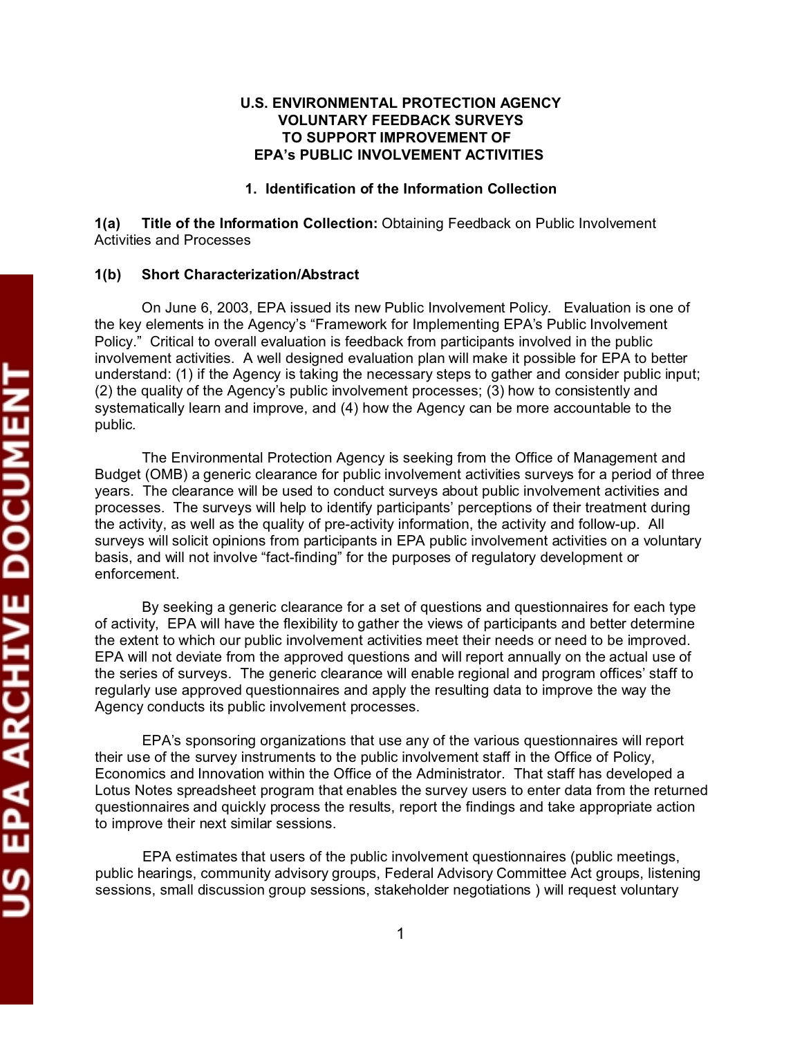**U.S. ENVIRONMENTAL PROTECTION AGENCY**
**VOLUNTARY FEEDBACK SURVEYS**
**TO SUPPORT IMPROVEMENT OF**
**EPA's PUBLIC INVOLVEMENT ACTIVITIES**

## 1. Identification of the Information Collection

**1(a) Title of the Information Collection:** Obtaining Feedback on Public Involvement Activities and Processes

**1(b) Short Characterization/Abstract**

On June 6, 2003, EPA issued its new Public Involvement Policy. Evaluation is one of the key elements in the Agency's "Framework for Implementing EPA's Public Involvement Policy." Critical to overall evaluation is feedback from participants involved in the public involvement activities. A well designed evaluation plan will make it possible for EPA to better understand: (1) if the Agency is taking the necessary steps to gather and consider public input; (2) the quality of the Agency's public involvement processes; (3) how to consistently and systematically learn and improve, and (4) how the Agency can be more accountable to the public.

The Environmental Protection Agency is seeking from the Office of Management and Budget (OMB) a generic clearance for public involvement activities surveys for a period of three years. The clearance will be used to conduct surveys about public involvement activities and processes. The surveys will help to identify participants' perceptions of their treatment during the activity, as well as the quality of pre-activity information, the activity and follow-up. All surveys will solicit opinions from participants in EPA public involvement activities on a voluntary basis, and will not involve "fact-finding" for the purposes of regulatory development or enforcement.

By seeking a generic clearance for a set of questions and questionnaires for each type of activity, EPA will have the flexibility to gather the views of participants and better determine the extent to which our public involvement activities meet their needs or need to be improved. EPA will not deviate from the approved questions and will report annually on the actual use of the series of surveys. The generic clearance will enable regional and program offices' staff to regularly use approved questionnaires and apply the resulting data to improve the way the Agency conducts its public involvement processes.

EPA's sponsoring organizations that use any of the various questionnaires will report their use of the survey instruments to the public involvement staff in the Office of Policy, Economics and Innovation within the Office of the Administrator. That staff has developed a Lotus Notes spreadsheet program that enables the survey users to enter data from the returned questionnaires and quickly process the results, report the findings and take appropriate action to improve their next similar sessions.

EPA estimates that users of the public involvement questionnaires (public meetings, public hearings, community advisory groups, Federal Advisory Committee Act groups, listening sessions, small discussion group sessions, stakeholder negotiations ) will request voluntary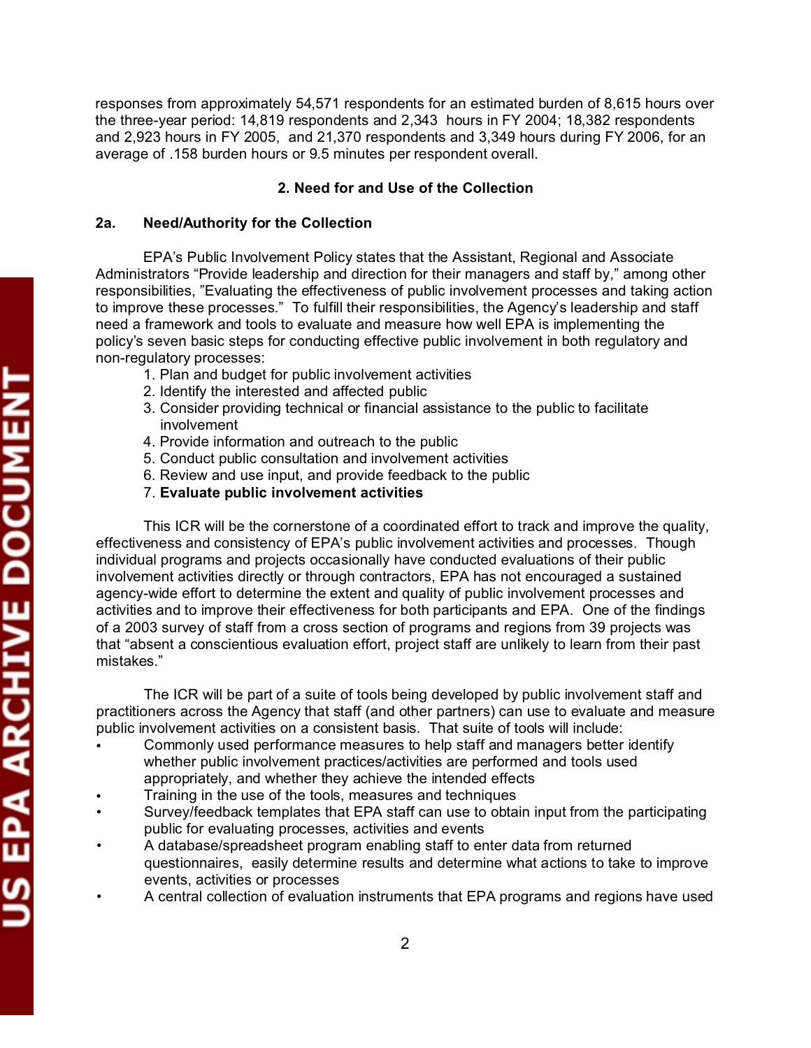responses from approximately 54,571 respondents for an estimated burden of 8,615 hours over the three-year period: 14,819 respondents and 2,343 hours in FY 2004; 18,382 respondents and 2,923 hours in FY 2005, and 21,370 respondents and 3,349 hours during FY 2006, for an average of .158 burden hours or 9.5 minutes per respondent overall.

## 2. Need for and Use of the Collection

### 2a. Need/Authority for the Collection

EPA's Public Involvement Policy states that the Assistant, Regional and Associate Administrators "Provide leadership and direction for their managers and staff by," among other responsibilities, "Evaluating the effectiveness of public involvement processes and taking action to improve these processes." To fulfill their responsibilities, the Agency's leadership and staff need a framework and tools to evaluate and measure how well EPA is implementing the policy's seven basic steps for conducting effective public involvement in both regulatory and non-regulatory processes:

1. Plan and budget for public involvement activities
2. Identify the interested and affected public
3. Consider providing technical or financial assistance to the public to facilitate involvement
4. Provide information and outreach to the public
5. Conduct public consultation and involvement activities
6. Review and use input, and provide feedback to the public
7. **Evaluate public involvement activities**

This ICR will be the cornerstone of a coordinated effort to track and improve the quality, effectiveness and consistency of EPA's public involvement activities and processes. Though individual programs and projects occasionally have conducted evaluations of their public involvement activities directly or through contractors, EPA has not encouraged a sustained agency-wide effort to determine the extent and quality of public involvement processes and activities and to improve their effectiveness for both participants and EPA. One of the findings of a 2003 survey of staff from a cross section of programs and regions from 39 projects was that "absent a conscientious evaluation effort, project staff are unlikely to learn from their past mistakes."

The ICR will be part of a suite of tools being developed by public involvement staff and practitioners across the Agency that staff (and other partners) can use to evaluate and measure public involvement activities on a consistent basis. That suite of tools will include:

- Commonly used performance measures to help staff and managers better identify whether public involvement practices/activities are performed and tools used appropriately, and whether they achieve the intended effects
- Training in the use of the tools, measures and techniques
- Survey/feedback templates that EPA staff can use to obtain input from the participating public for evaluating processes, activities and events
- A database/spreadsheet program enabling staff to enter data from returned questionnaires, easily determine results and determine what actions to take to improve events, activities or processes
- A central collection of evaluation instruments that EPA programs and regions have used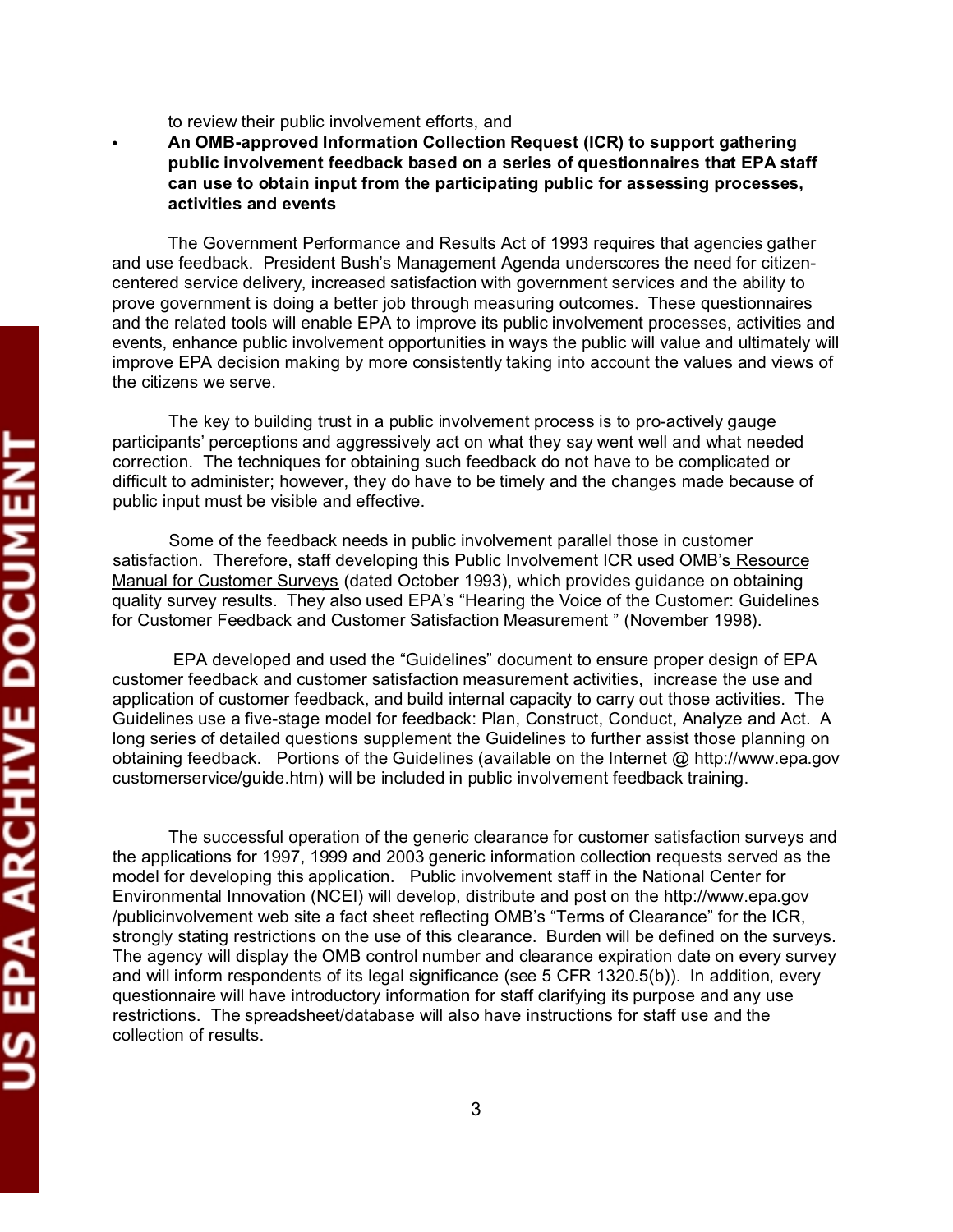to review their public involvement efforts, and

- **An OMB-approved Information Collection Request (ICR) to support gathering public involvement feedback based on a series of questionnaires that EPA staff can use to obtain input from the participating public for assessing processes, activities and events**

The Government Performance and Results Act of 1993 requires that agencies gather and use feedback. President Bush's Management Agenda underscores the need for citizen-centered service delivery, increased satisfaction with government services and the ability to prove government is doing a better job through measuring outcomes. These questionnaires and the related tools will enable EPA to improve its public involvement processes, activities and events, enhance public involvement opportunities in ways the public will value and ultimately will improve EPA decision making by more consistently taking into account the values and views of the citizens we serve.

The key to building trust in a public involvement process is to pro-actively gauge participants' perceptions and aggressively act on what they say went well and what needed correction. The techniques for obtaining such feedback do not have to be complicated or difficult to administer; however, they do have to be timely and the changes made because of public input must be visible and effective.

Some of the feedback needs in public involvement parallel those in customer satisfaction. Therefore, staff developing this Public Involvement ICR used OMB's Resource Manual for Customer Surveys (dated October 1993), which provides guidance on obtaining quality survey results. They also used EPA's "Hearing the Voice of the Customer: Guidelines for Customer Feedback and Customer Satisfaction Measurement " (November 1998).

EPA developed and used the "Guidelines" document to ensure proper design of EPA customer feedback and customer satisfaction measurement activities, increase the use and application of customer feedback, and build internal capacity to carry out those activities. The Guidelines use a five-stage model for feedback: Plan, Construct, Conduct, Analyze and Act. A long series of detailed questions supplement the Guidelines to further assist those planning on obtaining feedback. Portions of the Guidelines (available on the Internet @ http://www.epa.gov customerservice/guide.htm) will be included in public involvement feedback training.

The successful operation of the generic clearance for customer satisfaction surveys and the applications for 1997, 1999 and 2003 generic information collection requests served as the model for developing this application. Public involvement staff in the National Center for Environmental Innovation (NCEI) will develop, distribute and post on the http://www.epa.gov /publicinvolvement web site a fact sheet reflecting OMB's "Terms of Clearance" for the ICR, strongly stating restrictions on the use of this clearance. Burden will be defined on the surveys. The agency will display the OMB control number and clearance expiration date on every survey and will inform respondents of its legal significance (see 5 CFR 1320.5(b)). In addition, every questionnaire will have introductory information for staff clarifying its purpose and any use restrictions. The spreadsheet/database will also have instructions for staff use and the collection of results.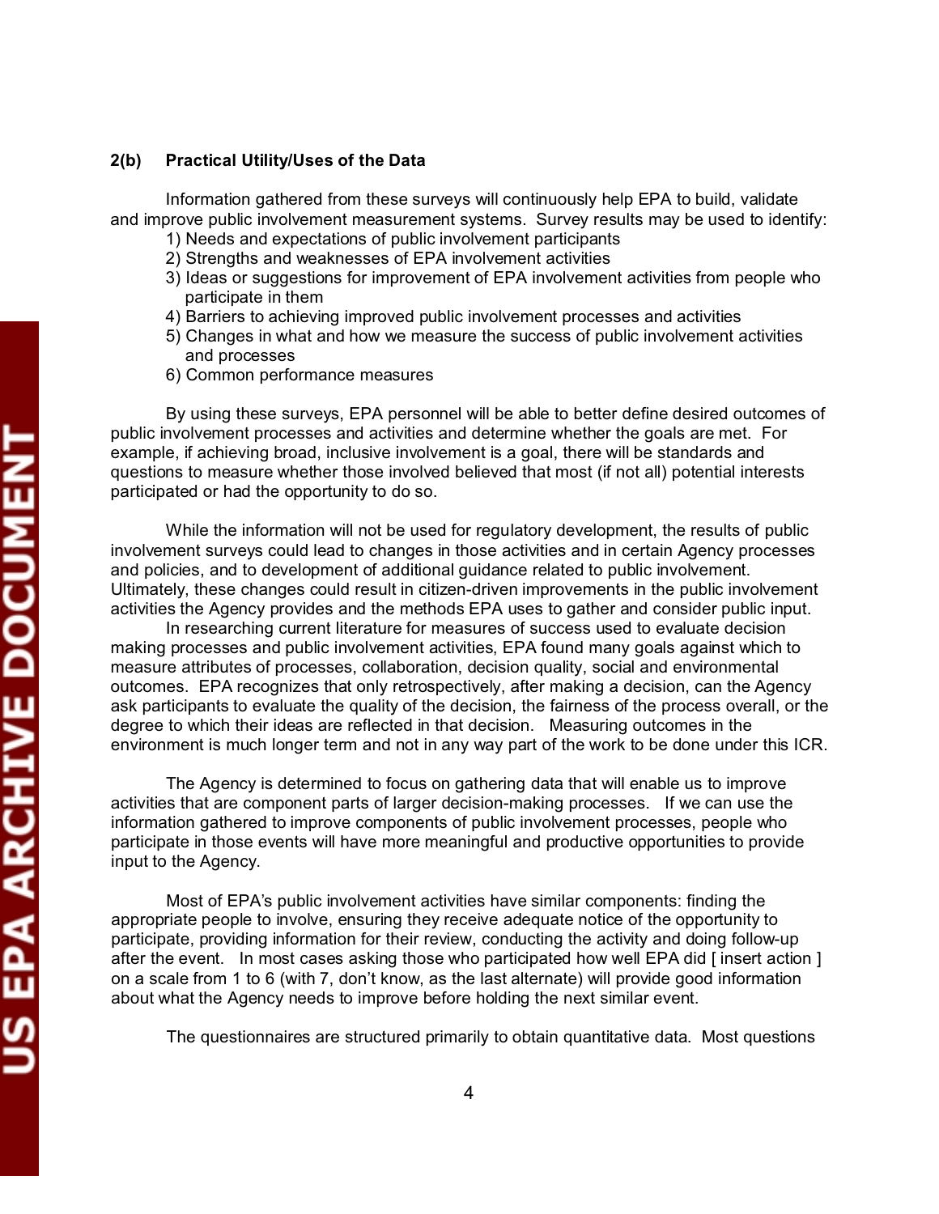## 2(b) Practical Utility/Uses of the Data

Information gathered from these surveys will continuously help EPA to build, validate and improve public involvement measurement systems. Survey results may be used to identify:

1) Needs and expectations of public involvement participants
2) Strengths and weaknesses of EPA involvement activities
3) Ideas or suggestions for improvement of EPA involvement activities from people who participate in them
4) Barriers to achieving improved public involvement processes and activities
5) Changes in what and how we measure the success of public involvement activities and processes
6) Common performance measures

By using these surveys, EPA personnel will be able to better define desired outcomes of public involvement processes and activities and determine whether the goals are met. For example, if achieving broad, inclusive involvement is a goal, there will be standards and questions to measure whether those involved believed that most (if not all) potential interests participated or had the opportunity to do so.

While the information will not be used for regulatory development, the results of public involvement surveys could lead to changes in those activities and in certain Agency processes and policies, and to development of additional guidance related to public involvement. Ultimately, these changes could result in citizen-driven improvements in the public involvement activities the Agency provides and the methods EPA uses to gather and consider public input.

In researching current literature for measures of success used to evaluate decision making processes and public involvement activities, EPA found many goals against which to measure attributes of processes, collaboration, decision quality, social and environmental outcomes. EPA recognizes that only retrospectively, after making a decision, can the Agency ask participants to evaluate the quality of the decision, the fairness of the process overall, or the degree to which their ideas are reflected in that decision. Measuring outcomes in the environment is much longer term and not in any way part of the work to be done under this ICR.

The Agency is determined to focus on gathering data that will enable us to improve activities that are component parts of larger decision-making processes. If we can use the information gathered to improve components of public involvement processes, people who participate in those events will have more meaningful and productive opportunities to provide input to the Agency.

Most of EPA's public involvement activities have similar components: finding the appropriate people to involve, ensuring they receive adequate notice of the opportunity to participate, providing information for their review, conducting the activity and doing follow-up after the event. In most cases asking those who participated how well EPA did [ insert action ] on a scale from 1 to 6 (with 7, don't know, as the last alternate) will provide good information about what the Agency needs to improve before holding the next similar event.

The questionnaires are structured primarily to obtain quantitative data. Most questions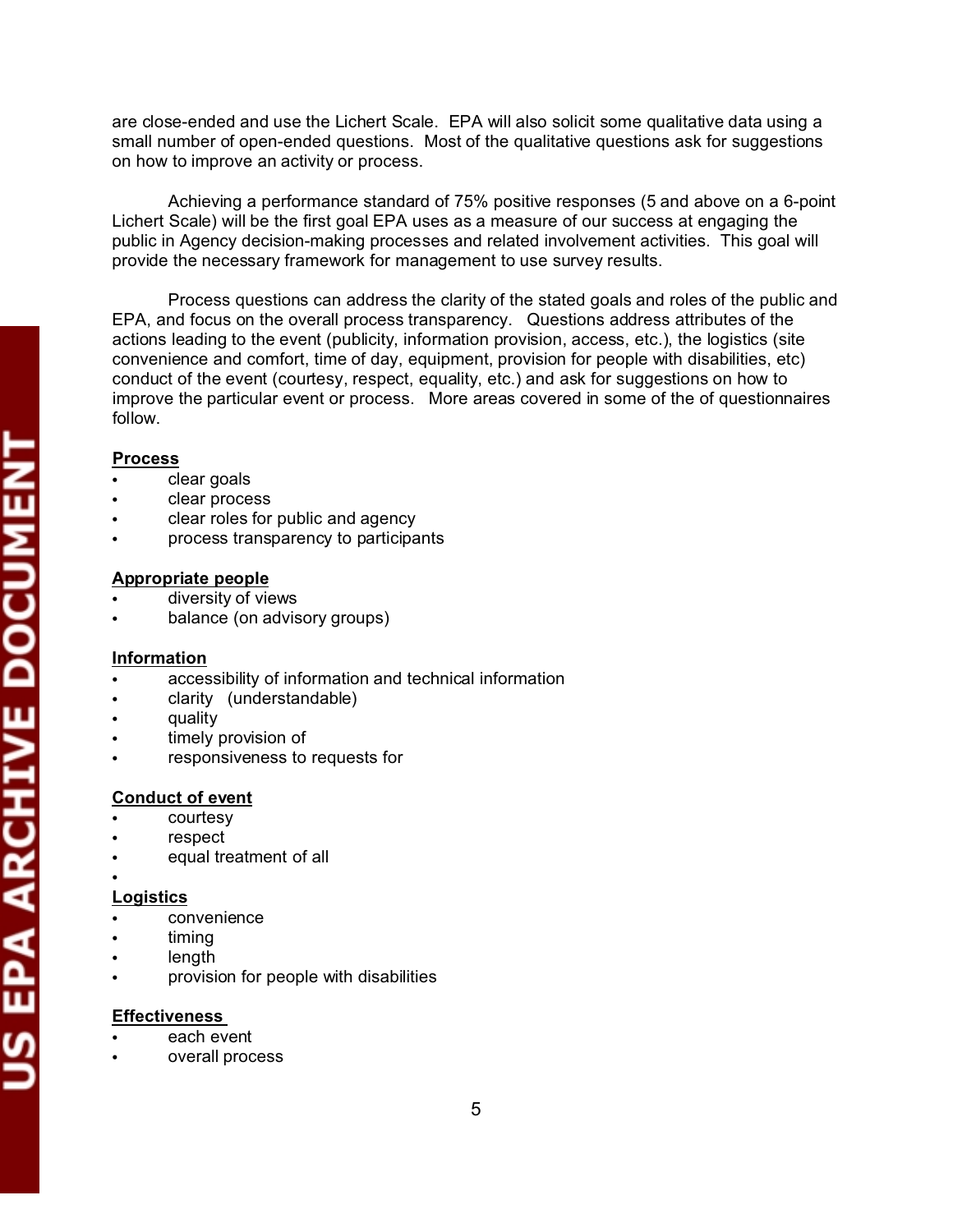are close-ended and use the Lichert Scale. EPA will also solicit some qualitative data using a small number of open-ended questions. Most of the qualitative questions ask for suggestions on how to improve an activity or process.

Achieving a performance standard of 75% positive responses (5 and above on a 6-point Lichert Scale) will be the first goal EPA uses as a measure of our success at engaging the public in Agency decision-making processes and related involvement activities. This goal will provide the necessary framework for management to use survey results.

Process questions can address the clarity of the stated goals and roles of the public and EPA, and focus on the overall process transparency. Questions address attributes of the actions leading to the event (publicity, information provision, access, etc.), the logistics (site convenience and comfort, time of day, equipment, provision for people with disabilities, etc) conduct of the event (courtesy, respect, equality, etc.) and ask for suggestions on how to improve the particular event or process. More areas covered in some of the of questionnaires follow.

**Process**

- clear goals
- clear process
- clear roles for public and agency
- process transparency to participants

**Appropriate people**

- diversity of views
- balance (on advisory groups)

**Information**

- accessibility of information and technical information
- clarity (understandable)
- quality
- timely provision of
- responsiveness to requests for

**Conduct of event**

- courtesy
- respect
- equal treatment of all

**Logistics**

- convenience
- timing
- length
- provision for people with disabilities

**Effectiveness**

- each event
- overall process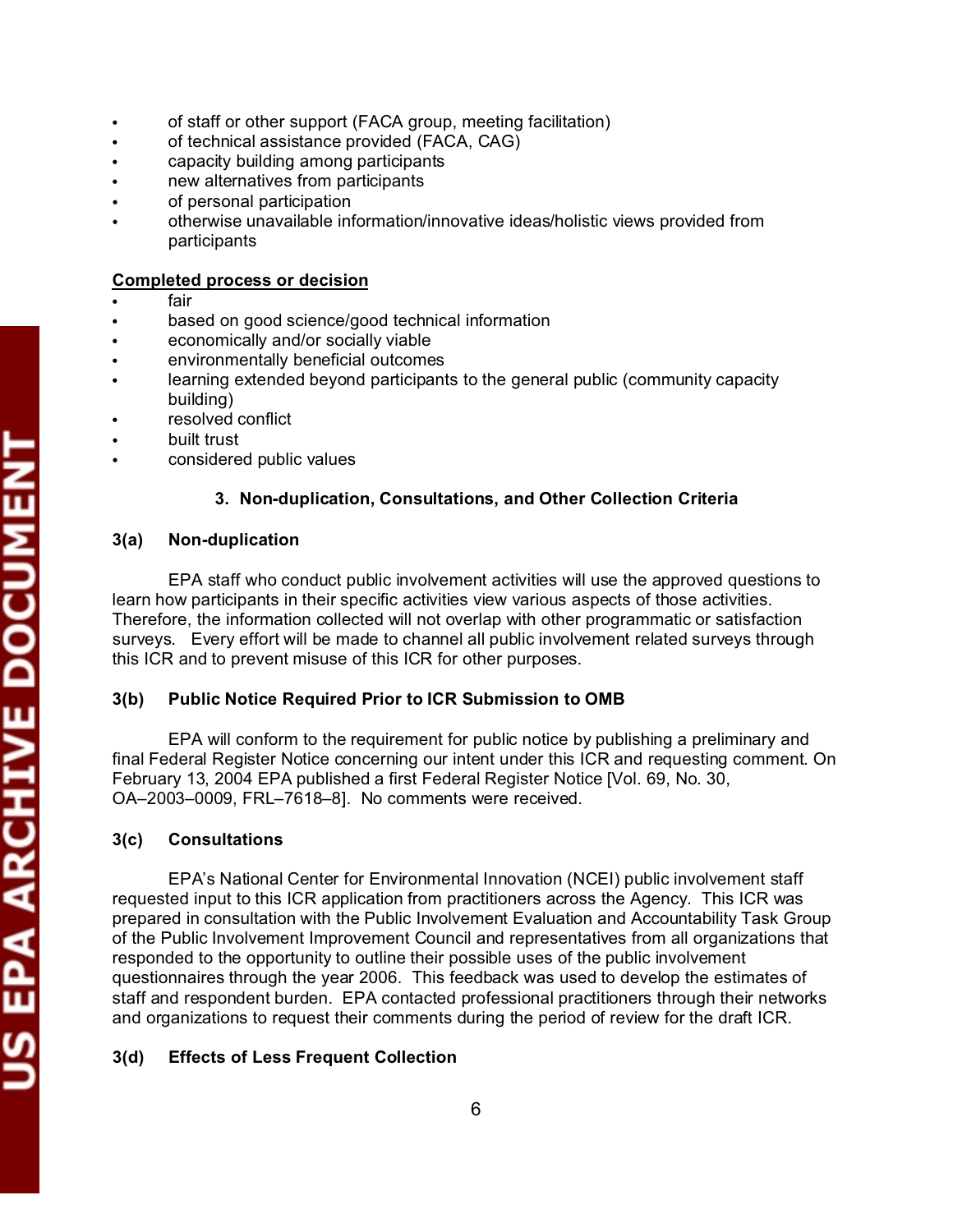- of staff or other support (FACA group, meeting facilitation)
- of technical assistance provided (FACA, CAG)
- capacity building among participants
- new alternatives from participants
- of personal participation
- otherwise unavailable information/innovative ideas/holistic views provided from participants

**Completed process or decision**

- fair
- based on good science/good technical information
- economically and/or socially viable
- environmentally beneficial outcomes
- learning extended beyond participants to the general public (community capacity building)
- resolved conflict
- built trust
- considered public values

## 3. Non-duplication, Consultations, and Other Collection Criteria

### 3(a) Non-duplication

EPA staff who conduct public involvement activities will use the approved questions to learn how participants in their specific activities view various aspects of those activities. Therefore, the information collected will not overlap with other programmatic or satisfaction surveys. Every effort will be made to channel all public involvement related surveys through this ICR and to prevent misuse of this ICR for other purposes.

### 3(b) Public Notice Required Prior to ICR Submission to OMB

EPA will conform to the requirement for public notice by publishing a preliminary and final Federal Register Notice concerning our intent under this ICR and requesting comment. On February 13, 2004 EPA published a first Federal Register Notice [Vol. 69, No. 30, OA–2003–0009, FRL–7618–8]. No comments were received.

### 3(c) Consultations

EPA's National Center for Environmental Innovation (NCEI) public involvement staff requested input to this ICR application from practitioners across the Agency. This ICR was prepared in consultation with the Public Involvement Evaluation and Accountability Task Group of the Public Involvement Improvement Council and representatives from all organizations that responded to the opportunity to outline their possible uses of the public involvement questionnaires through the year 2006. This feedback was used to develop the estimates of staff and respondent burden. EPA contacted professional practitioners through their networks and organizations to request their comments during the period of review for the draft ICR.

### 3(d) Effects of Less Frequent Collection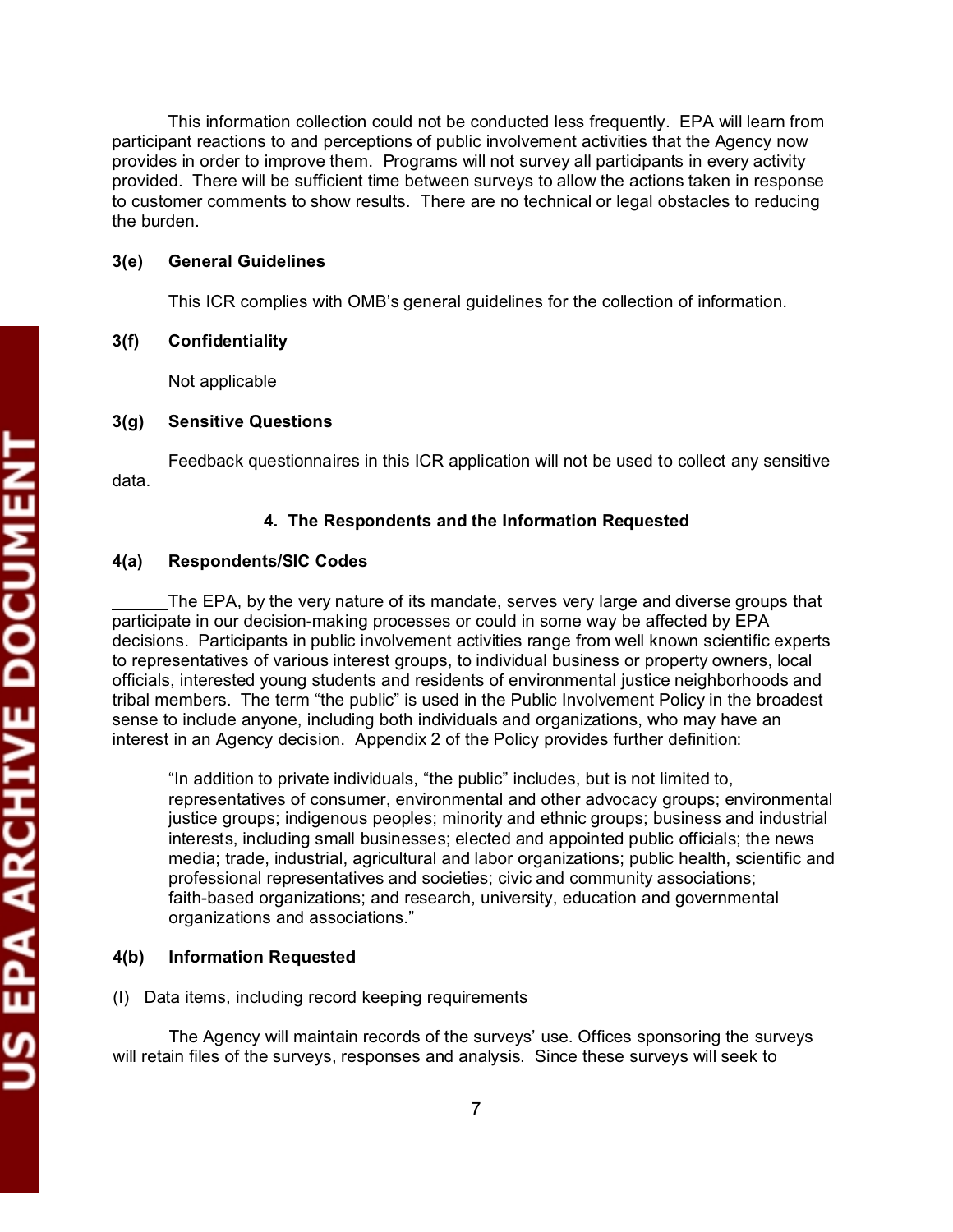This information collection could not be conducted less frequently. EPA will learn from participant reactions to and perceptions of public involvement activities that the Agency now provides in order to improve them. Programs will not survey all participants in every activity provided. There will be sufficient time between surveys to allow the actions taken in response to customer comments to show results. There are no technical or legal obstacles to reducing the burden.

### 3(e) General Guidelines

This ICR complies with OMB's general guidelines for the collection of information.

### 3(f) Confidentiality

Not applicable

### 3(g) Sensitive Questions

Feedback questionnaires in this ICR application will not be used to collect any sensitive data.

## 4. The Respondents and the Information Requested

### 4(a) Respondents/SIC Codes

______The EPA, by the very nature of its mandate, serves very large and diverse groups that participate in our decision-making processes or could in some way be affected by EPA decisions. Participants in public involvement activities range from well known scientific experts to representatives of various interest groups, to individual business or property owners, local officials, interested young students and residents of environmental justice neighborhoods and tribal members. The term "the public" is used in the Public Involvement Policy in the broadest sense to include anyone, including both individuals and organizations, who may have an interest in an Agency decision. Appendix 2 of the Policy provides further definition:

> "In addition to private individuals, "the public" includes, but is not limited to, representatives of consumer, environmental and other advocacy groups; environmental justice groups; indigenous peoples; minority and ethnic groups; business and industrial interests, including small businesses; elected and appointed public officials; the news media; trade, industrial, agricultural and labor organizations; public health, scientific and professional representatives and societies; civic and community associations; faith-based organizations; and research, university, education and governmental organizations and associations."

### 4(b) Information Requested

(I) Data items, including record keeping requirements

The Agency will maintain records of the surveys' use. Offices sponsoring the surveys will retain files of the surveys, responses and analysis. Since these surveys will seek to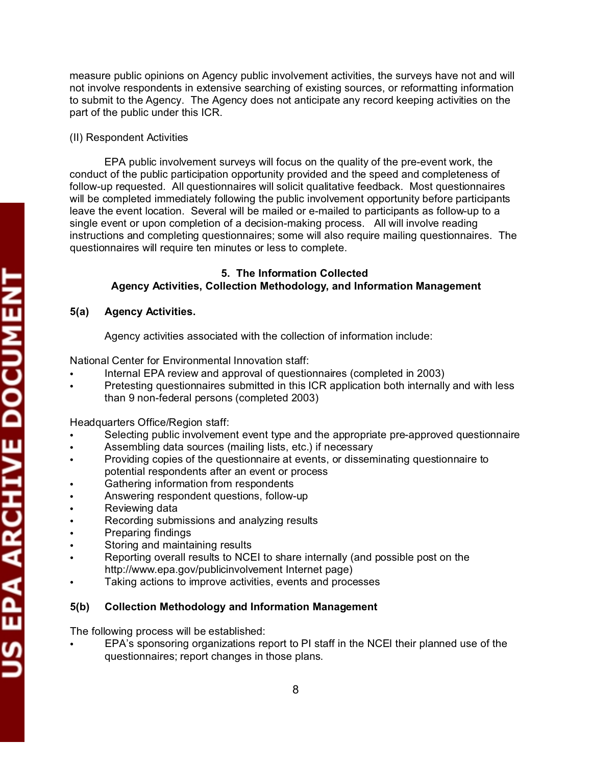measure public opinions on Agency public involvement activities, the surveys have not and will not involve respondents in extensive searching of existing sources, or reformatting information to submit to the Agency. The Agency does not anticipate any record keeping activities on the part of the public under this ICR.

(II) Respondent Activities

EPA public involvement surveys will focus on the quality of the pre-event work, the conduct of the public participation opportunity provided and the speed and completeness of follow-up requested. All questionnaires will solicit qualitative feedback. Most questionnaires will be completed immediately following the public involvement opportunity before participants leave the event location. Several will be mailed or e-mailed to participants as follow-up to a single event or upon completion of a decision-making process. All will involve reading instructions and completing questionnaires; some will also require mailing questionnaires. The questionnaires will require ten minutes or less to complete.

## 5. The Information Collected
## Agency Activities, Collection Methodology, and Information Management

### 5(a) Agency Activities.

Agency activities associated with the collection of information include:

National Center for Environmental Innovation staff:

- Internal EPA review and approval of questionnaires (completed in 2003)
- Pretesting questionnaires submitted in this ICR application both internally and with less than 9 non-federal persons (completed 2003)

Headquarters Office/Region staff:

- Selecting public involvement event type and the appropriate pre-approved questionnaire
- Assembling data sources (mailing lists, etc.) if necessary
- Providing copies of the questionnaire at events, or disseminating questionnaire to potential respondents after an event or process
- Gathering information from respondents
- Answering respondent questions, follow-up
- Reviewing data
- Recording submissions and analyzing results
- Preparing findings
- Storing and maintaining results
- Reporting overall results to NCEI to share internally (and possible post on the http://www.epa.gov/publicinvolvement Internet page)
- Taking actions to improve activities, events and processes

### 5(b) Collection Methodology and Information Management

The following process will be established:

- EPA's sponsoring organizations report to PI staff in the NCEI their planned use of the questionnaires; report changes in those plans.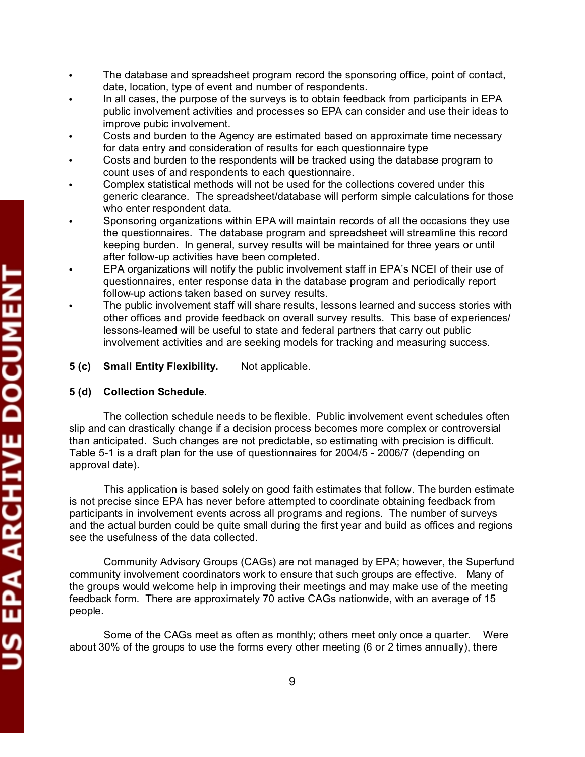- The database and spreadsheet program record the sponsoring office, point of contact, date, location, type of event and number of respondents.
- In all cases, the purpose of the surveys is to obtain feedback from participants in EPA public involvement activities and processes so EPA can consider and use their ideas to improve pubic involvement.
- Costs and burden to the Agency are estimated based on approximate time necessary for data entry and consideration of results for each questionnaire type
- Costs and burden to the respondents will be tracked using the database program to count uses of and respondents to each questionnaire.
- Complex statistical methods will not be used for the collections covered under this generic clearance. The spreadsheet/database will perform simple calculations for those who enter respondent data.
- Sponsoring organizations within EPA will maintain records of all the occasions they use the questionnaires. The database program and spreadsheet will streamline this record keeping burden. In general, survey results will be maintained for three years or until after follow-up activities have been completed.
- EPA organizations will notify the public involvement staff in EPA's NCEI of their use of questionnaires, enter response data in the database program and periodically report follow-up actions taken based on survey results.
- The public involvement staff will share results, lessons learned and success stories with other offices and provide feedback on overall survey results. This base of experiences/ lessons-learned will be useful to state and federal partners that carry out public involvement activities and are seeking models for tracking and measuring success.

**5 (c) Small Entity Flexibility.** Not applicable.

**5 (d) Collection Schedule**.

The collection schedule needs to be flexible. Public involvement event schedules often slip and can drastically change if a decision process becomes more complex or controversial than anticipated. Such changes are not predictable, so estimating with precision is difficult. Table 5-1 is a draft plan for the use of questionnaires for 2004/5 - 2006/7 (depending on approval date).

This application is based solely on good faith estimates that follow. The burden estimate is not precise since EPA has never before attempted to coordinate obtaining feedback from participants in involvement events across all programs and regions. The number of surveys and the actual burden could be quite small during the first year and build as offices and regions see the usefulness of the data collected.

Community Advisory Groups (CAGs) are not managed by EPA; however, the Superfund community involvement coordinators work to ensure that such groups are effective. Many of the groups would welcome help in improving their meetings and may make use of the meeting feedback form. There are approximately 70 active CAGs nationwide, with an average of 15 people.

Some of the CAGs meet as often as monthly; others meet only once a quarter. Were about 30% of the groups to use the forms every other meeting (6 or 2 times annually), there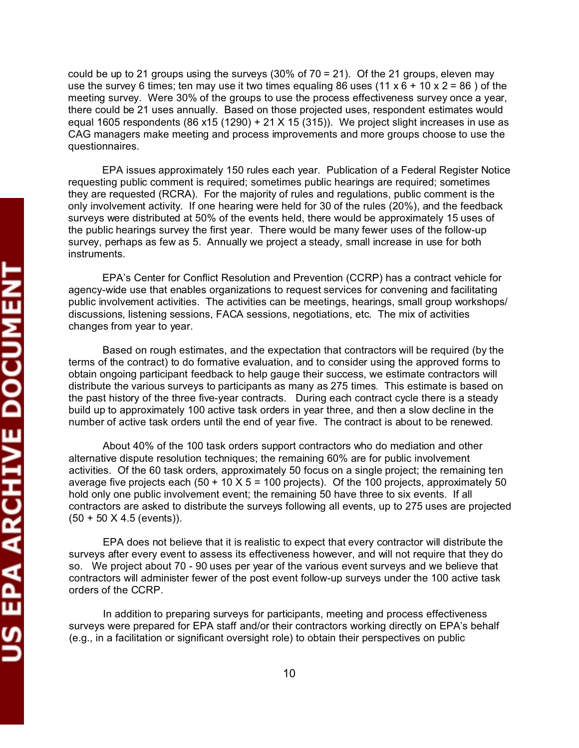could be up to 21 groups using the surveys (30% of 70 = 21). Of the 21 groups, eleven may use the survey 6 times; ten may use it two times equaling 86 uses (11 x 6 + 10 x 2 = 86 ) of the meeting survey. Were 30% of the groups to use the process effectiveness survey once a year, there could be 21 uses annually. Based on those projected uses, respondent estimates would equal 1605 respondents (86 x15 (1290) + 21 X 15 (315)). We project slight increases in use as CAG managers make meeting and process improvements and more groups choose to use the questionnaires.

EPA issues approximately 150 rules each year. Publication of a Federal Register Notice requesting public comment is required; sometimes public hearings are required; sometimes they are requested (RCRA). For the majority of rules and regulations, public comment is the only involvement activity. If one hearing were held for 30 of the rules (20%), and the feedback surveys were distributed at 50% of the events held, there would be approximately 15 uses of the public hearings survey the first year. There would be many fewer uses of the follow-up survey, perhaps as few as 5. Annually we project a steady, small increase in use for both instruments.

EPA's Center for Conflict Resolution and Prevention (CCRP) has a contract vehicle for agency-wide use that enables organizations to request services for convening and facilitating public involvement activities. The activities can be meetings, hearings, small group workshops/ discussions, listening sessions, FACA sessions, negotiations, etc. The mix of activities changes from year to year.

Based on rough estimates, and the expectation that contractors will be required (by the terms of the contract) to do formative evaluation, and to consider using the approved forms to obtain ongoing participant feedback to help gauge their success, we estimate contractors will distribute the various surveys to participants as many as 275 times. This estimate is based on the past history of the three five-year contracts. During each contract cycle there is a steady build up to approximately 100 active task orders in year three, and then a slow decline in the number of active task orders until the end of year five. The contract is about to be renewed.

About 40% of the 100 task orders support contractors who do mediation and other alternative dispute resolution techniques; the remaining 60% are for public involvement activities. Of the 60 task orders, approximately 50 focus on a single project; the remaining ten average five projects each (50 + 10 X 5 = 100 projects). Of the 100 projects, approximately 50 hold only one public involvement event; the remaining 50 have three to six events. If all contractors are asked to distribute the surveys following all events, up to 275 uses are projected (50 + 50 X 4.5 (events)).

EPA does not believe that it is realistic to expect that every contractor will distribute the surveys after every event to assess its effectiveness however, and will not require that they do so. We project about 70 - 90 uses per year of the various event surveys and we believe that contractors will administer fewer of the post event follow-up surveys under the 100 active task orders of the CCRP.

In addition to preparing surveys for participants, meeting and process effectiveness surveys were prepared for EPA staff and/or their contractors working directly on EPA's behalf (e.g., in a facilitation or significant oversight role) to obtain their perspectives on public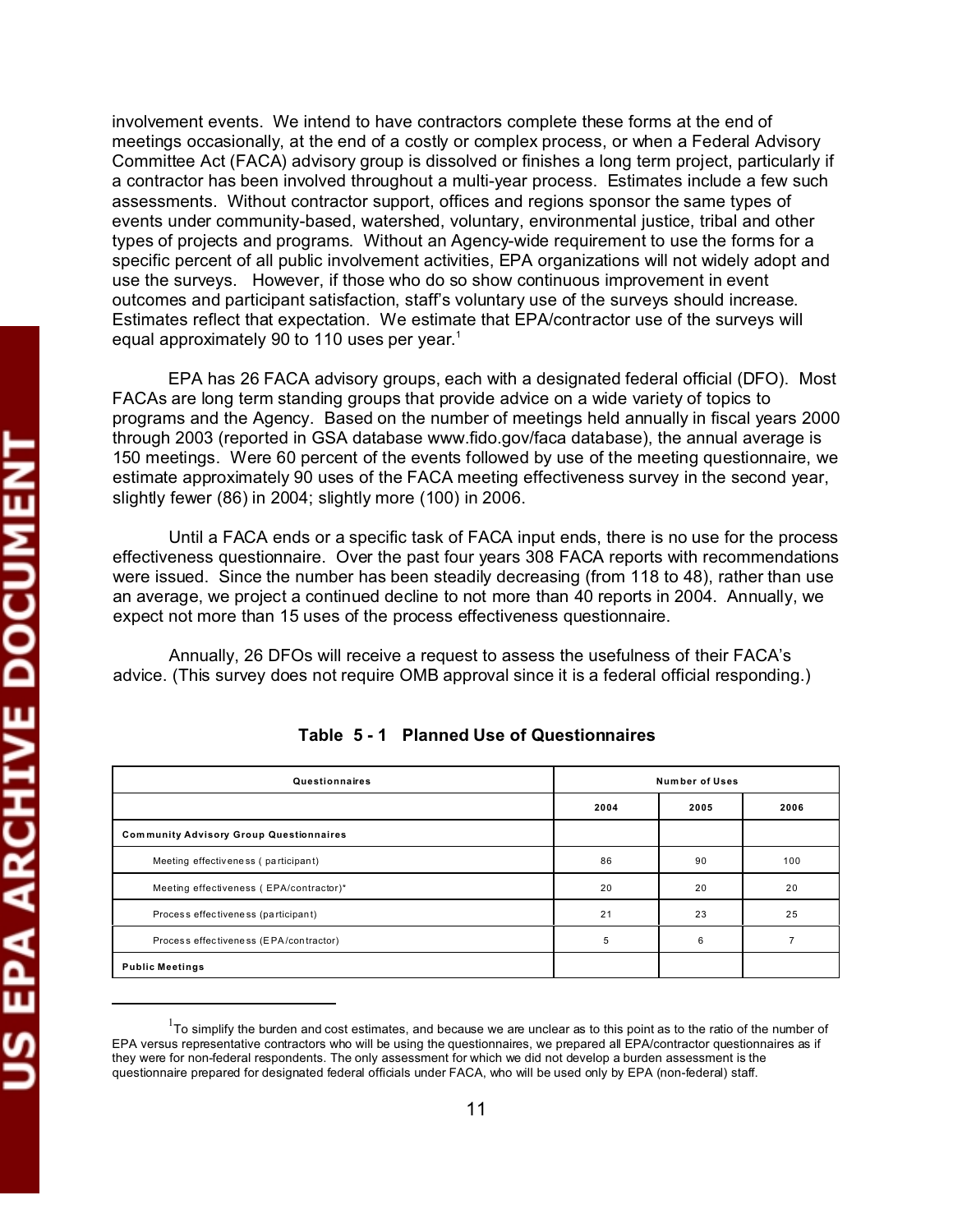involvement events. We intend to have contractors complete these forms at the end of meetings occasionally, at the end of a costly or complex process, or when a Federal Advisory Committee Act (FACA) advisory group is dissolved or finishes a long term project, particularly if a contractor has been involved throughout a multi-year process. Estimates include a few such assessments. Without contractor support, offices and regions sponsor the same types of events under community-based, watershed, voluntary, environmental justice, tribal and other types of projects and programs. Without an Agency-wide requirement to use the forms for a specific percent of all public involvement activities, EPA organizations will not widely adopt and use the surveys. However, if those who do so show continuous improvement in event outcomes and participant satisfaction, staff's voluntary use of the surveys should increase. Estimates reflect that expectation. We estimate that EPA/contractor use of the surveys will equal approximately 90 to 110 uses per year.[1]

EPA has 26 FACA advisory groups, each with a designated federal official (DFO). Most FACAs are long term standing groups that provide advice on a wide variety of topics to programs and the Agency. Based on the number of meetings held annually in fiscal years 2000 through 2003 (reported in GSA database www.fido.gov/faca database), the annual average is 150 meetings. Were 60 percent of the events followed by use of the meeting questionnaire, we estimate approximately 90 uses of the FACA meeting effectiveness survey in the second year, slightly fewer (86) in 2004; slightly more (100) in 2006.

Until a FACA ends or a specific task of FACA input ends, there is no use for the process effectiveness questionnaire. Over the past four years 308 FACA reports with recommendations were issued. Since the number has been steadily decreasing (from 118 to 48), rather than use an average, we project a continued decline to not more than 40 reports in 2004. Annually, we expect not more than 15 uses of the process effectiveness questionnaire.

Annually, 26 DFOs will receive a request to assess the usefulness of their FACA's advice. (This survey does not require OMB approval since it is a federal official responding.)

**Table 5 - 1 Planned Use of Questionnaires**

| Questionnaires | Number of Uses | | |
|---|---|---|---|
| | 2004 | 2005 | 2006 |
| **Community Advisory Group Questionnaires** | | | |
| Meeting effectiveness ( participant) | 86 | 90 | 100 |
| Meeting effectiveness ( EPA/contractor)* | 20 | 20 | 20 |
| Process effectiveness (participant) | 21 | 23 | 25 |
| Process effectiveness (EPA/contractor) | 5 | 6 | 7 |
| **Public Meetings** | | | |

[1] To simplify the burden and cost estimates, and because we are unclear as to this point as to the ratio of the number of EPA versus representative contractors who will be using the questionnaires, we prepared all EPA/contractor questionnaires as if they were for non-federal respondents. The only assessment for which we did not develop a burden assessment is the questionnaire prepared for designated federal officials under FACA, who will be used only by EPA (non-federal) staff.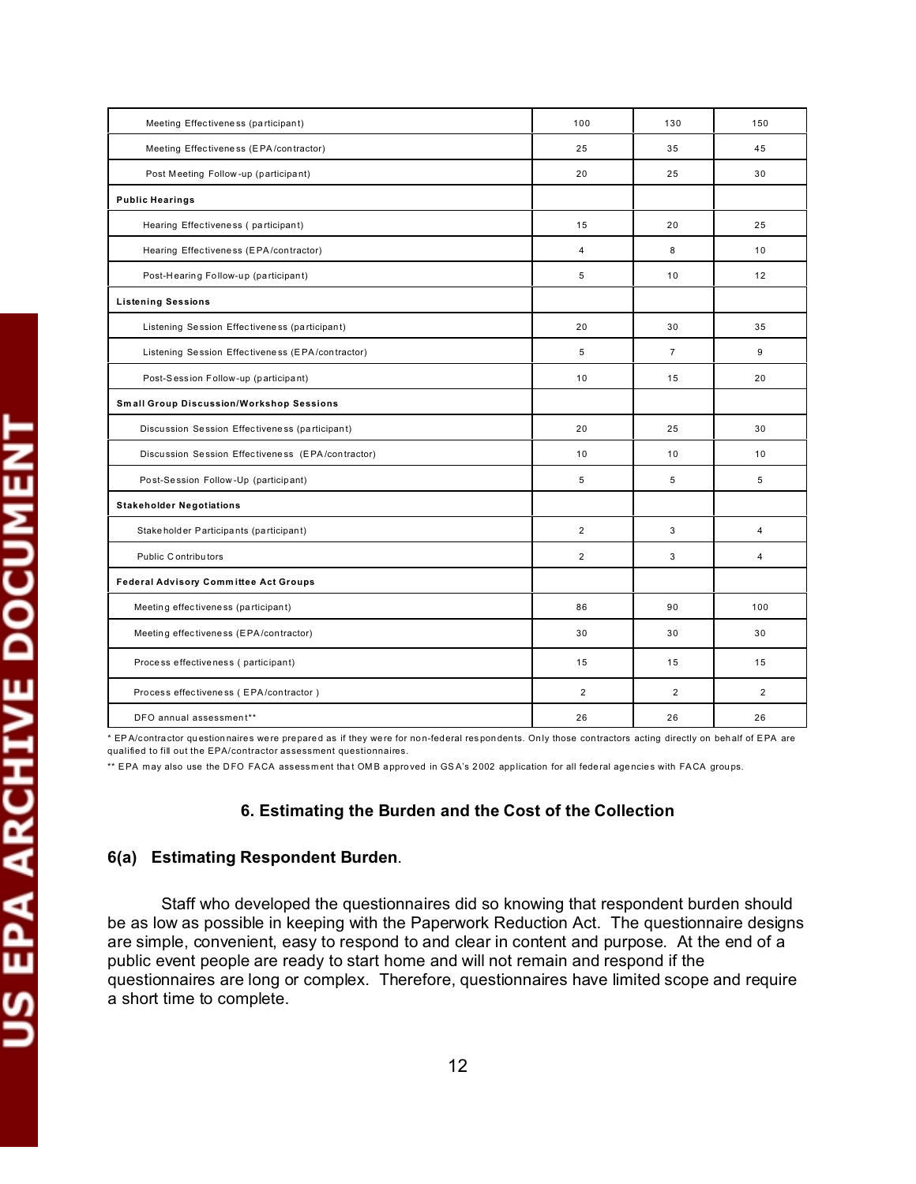| | | | |
|---|---|---|---|
| Meeting Effectiveness (participant) | 100 | 130 | 150 |
| Meeting Effectiveness (EPA/contractor) | 25 | 35 | 45 |
| Post Meeting Follow-up (participant) | 20 | 25 | 30 |
| **Public Hearings** | | | |
| Hearing Effectiveness ( participant) | 15 | 20 | 25 |
| Hearing Effectiveness (EPA/contractor) | 4 | 8 | 10 |
| Post-Hearing Follow-up (participant) | 5 | 10 | 12 |
| **Listening Sessions** | | | |
| Listening Session Effectiveness (participant) | 20 | 30 | 35 |
| Listening Session Effectiveness (EPA/contractor) | 5 | 7 | 9 |
| Post-Session Follow-up (participant) | 10 | 15 | 20 |
| **Small Group Discussion/Workshop Sessions** | | | |
| Discussion Session Effectiveness (participant) | 20 | 25 | 30 |
| Discussion Session Effectiveness (EPA/contractor) | 10 | 10 | 10 |
| Post-Session Follow-Up (participant) | 5 | 5 | 5 |
| **Stakeholder Negotiations** | | | |
| Stakeholder Participants (participant) | 2 | 3 | 4 |
| Public Contributors | 2 | 3 | 4 |
| **Federal Advisory Committee Act Groups** | | | |
| Meeting effectiveness (participant) | 86 | 90 | 100 |
| Meeting effectiveness (EPA/contractor) | 30 | 30 | 30 |
| Process effectiveness ( participant) | 15 | 15 | 15 |
| Process effectiveness ( EPA/contractor ) | 2 | 2 | 2 |
| DFO annual assessment** | 26 | 26 | 26 |

* EPA/contractor questionnaires were prepared as if they were for non-federal respondents. Only those contractors acting directly on behalf of EPA are qualified to fill out the EPA/contractor assessment questionnaires.

** EPA may also use the DFO FACA assessment that OMB approved in GSA's 2002 application for all federal agencies with FACA groups.

## 6. Estimating the Burden and the Cost of the Collection

### 6(a) Estimating Respondent Burden.

Staff who developed the questionnaires did so knowing that respondent burden should be as low as possible in keeping with the Paperwork Reduction Act. The questionnaire designs are simple, convenient, easy to respond to and clear in content and purpose. At the end of a public event people are ready to start home and will not remain and respond if the questionnaires are long or complex. Therefore, questionnaires have limited scope and require a short time to complete.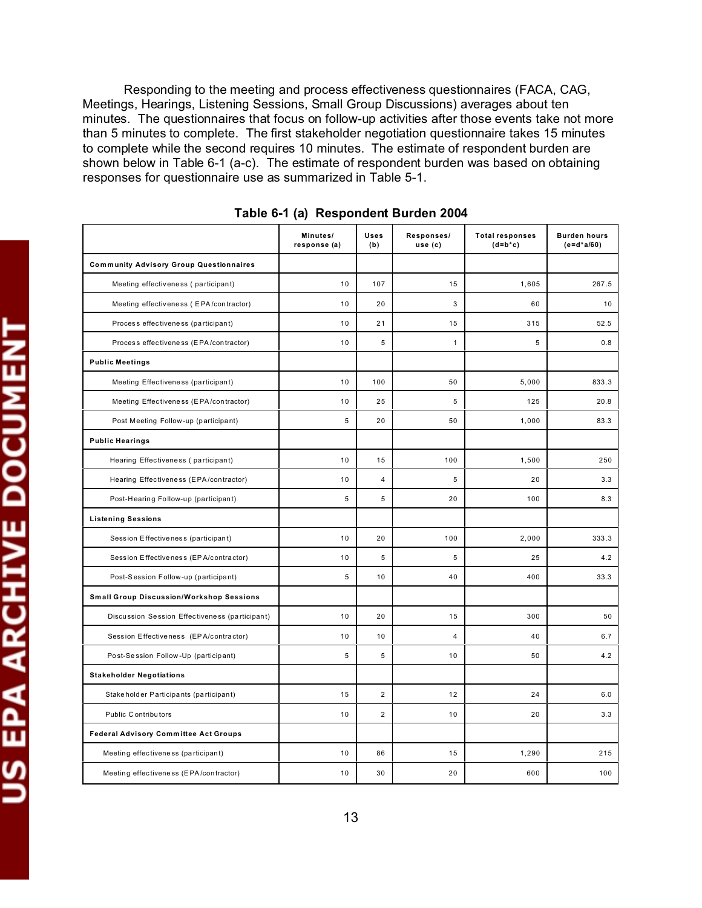Responding to the meeting and process effectiveness questionnaires (FACA, CAG, Meetings, Hearings, Listening Sessions, Small Group Discussions) averages about ten minutes. The questionnaires that focus on follow-up activities after those events take not more than 5 minutes to complete. The first stakeholder negotiation questionnaire takes 15 minutes to complete while the second requires 10 minutes. The estimate of respondent burden are shown below in Table 6-1 (a-c). The estimate of respondent burden was based on obtaining responses for questionnaire use as summarized in Table 5-1.

**Table 6-1 (a) Respondent Burden 2004**

| | Minutes/ response (a) | Uses (b) | Responses/ use (c) | Total responses (d=b*c) | Burden hours (e=d*a/60) |
|---|---|---|---|---|---|
| **Community Advisory Group Questionnaires** | | | | | |
| Meeting effectiveness ( participant) | 10 | 107 | 15 | 1,605 | 267.5 |
| Meeting effectiveness ( EPA/contractor) | 10 | 20 | 3 | 60 | 10 |
| Process effectiveness (participant) | 10 | 21 | 15 | 315 | 52.5 |
| Process effectiveness (EPA/contractor) | 10 | 5 | 1 | 5 | 0.8 |
| **Public Meetings** | | | | | |
| Meeting Effectiveness (participant) | 10 | 100 | 50 | 5,000 | 833.3 |
| Meeting Effectiveness (EPA/contractor) | 10 | 25 | 5 | 125 | 20.8 |
| Post Meeting Follow-up (participant) | 5 | 20 | 50 | 1,000 | 83.3 |
| **Public Hearings** | | | | | |
| Hearing Effectiveness ( participant) | 10 | 15 | 100 | 1,500 | 250 |
| Hearing Effectiveness (EPA/contractor) | 10 | 4 | 5 | 20 | 3.3 |
| Post-Hearing Follow-up (participant) | 5 | 5 | 20 | 100 | 8.3 |
| **Listening Sessions** | | | | | |
| Session Effectiveness (participant) | 10 | 20 | 100 | 2,000 | 333.3 |
| Session Effectiveness (EPA/contractor) | 10 | 5 | 5 | 25 | 4.2 |
| Post-Session Follow-up (participant) | 5 | 10 | 40 | 400 | 33.3 |
| **Small Group Discussion/Workshop Sessions** | | | | | |
| Discussion Session Effectiveness (participant) | 10 | 20 | 15 | 300 | 50 |
| Session Effectiveness (EPA/contractor) | 10 | 10 | 4 | 40 | 6.7 |
| Post-Session Follow-Up (participant) | 5 | 5 | 10 | 50 | 4.2 |
| **Stakeholder Negotiations** | | | | | |
| Stakeholder Participants (participant) | 15 | 2 | 12 | 24 | 6.0 |
| Public Contributors | 10 | 2 | 10 | 20 | 3.3 |
| **Federal Advisory Committee Act Groups** | | | | | |
| Meeting effectiveness (participant) | 10 | 86 | 15 | 1,290 | 215 |
| Meeting effectiveness (EPA/contractor) | 10 | 30 | 20 | 600 | 100 |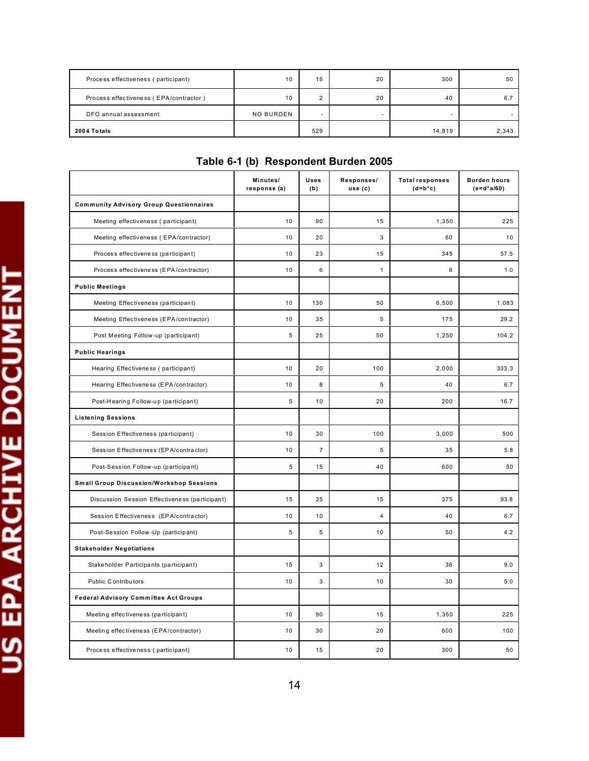| | | | | | |
|---|---|---|---|---|---|
| Process effectiveness ( participant) | 10 | 15 | 20 | 300 | 50 |
| Process effectiveness ( EPA/contractor ) | 10 | 2 | 20 | 40 | 6.7 |
| DFO annual assessment | NO BURDEN | - | - | - | - |
| **2004 Totals** | | 529 | | 14,819 | 2,343 |

## Table 6-1 (b) Respondent Burden 2005

| | Minutes/ response (a) | Uses (b) | Responses/ use (c) | Total responses (d=b*c) | Burden hours (e=d*a/60) |
|---|---|---|---|---|---|
| **Community Advisory Group Questionnaires** | | | | | |
| Meeting effectiveness ( participant) | 10 | 90 | 15 | 1,350 | 225 |
| Meeting effectiveness ( EPA/contractor) | 10 | 20 | 3 | 60 | 10 |
| Process effectiveness (participant) | 10 | 23 | 15 | 345 | 57.5 |
| Process effectiveness (EPA/contractor) | 10 | 6 | 1 | 6 | 1.0 |
| **Public Meetings** | | | | | |
| Meeting Effectiveness (participant) | 10 | 130 | 50 | 6,500 | 1,083 |
| Meeting Effectiveness (EPA/contractor) | 10 | 35 | 5 | 175 | 29.2 |
| Post Meeting Follow-up (participant) | 5 | 25 | 50 | 1,250 | 104.2 |
| **Public Hearings** | | | | | |
| Hearing Effectiveness ( participant) | 10 | 20 | 100 | 2,000 | 333.3 |
| Hearing Effectiveness (EPA/contractor) | 10 | 8 | 5 | 40 | 6.7 |
| Post-Hearing Follow-up (participant) | 5 | 10 | 20 | 200 | 16.7 |
| **Listening Sessions** | | | | | |
| Session Effectiveness (participant) | 10 | 30 | 100 | 3,000 | 500 |
| Session Effectiveness (EPA/contractor) | 10 | 7 | 5 | 35 | 5.8 |
| Post-Session Follow-up (participant) | 5 | 15 | 40 | 600 | 50 |
| **Small Group Discussion/Workshop Sessions** | | | | | |
| Discussion Session Effectiveness (participant) | 15 | 25 | 15 | 375 | 93.8 |
| Session Effectiveness (EPA/contractor) | 10 | 10 | 4 | 40 | 6.7 |
| Post-Session Follow-Up (participant) | 5 | 5 | 10 | 50 | 4.2 |
| **Stakeholder Negotiations** | | | | | |
| Stakeholder Participants (participant) | 15 | 3 | 12 | 36 | 9.0 |
| Public Contributors | 10 | 3 | 10 | 30 | 5.0 |
| **Federal Advisory Committee Act Groups** | | | | | |
| Meeting effectiveness (participant) | 10 | 90 | 15 | 1,350 | 225 |
| Meeting effectiveness (EPA/contractor) | 10 | 30 | 20 | 600 | 100 |
| Process effectiveness ( participant) | 10 | 15 | 20 | 300 | 50 |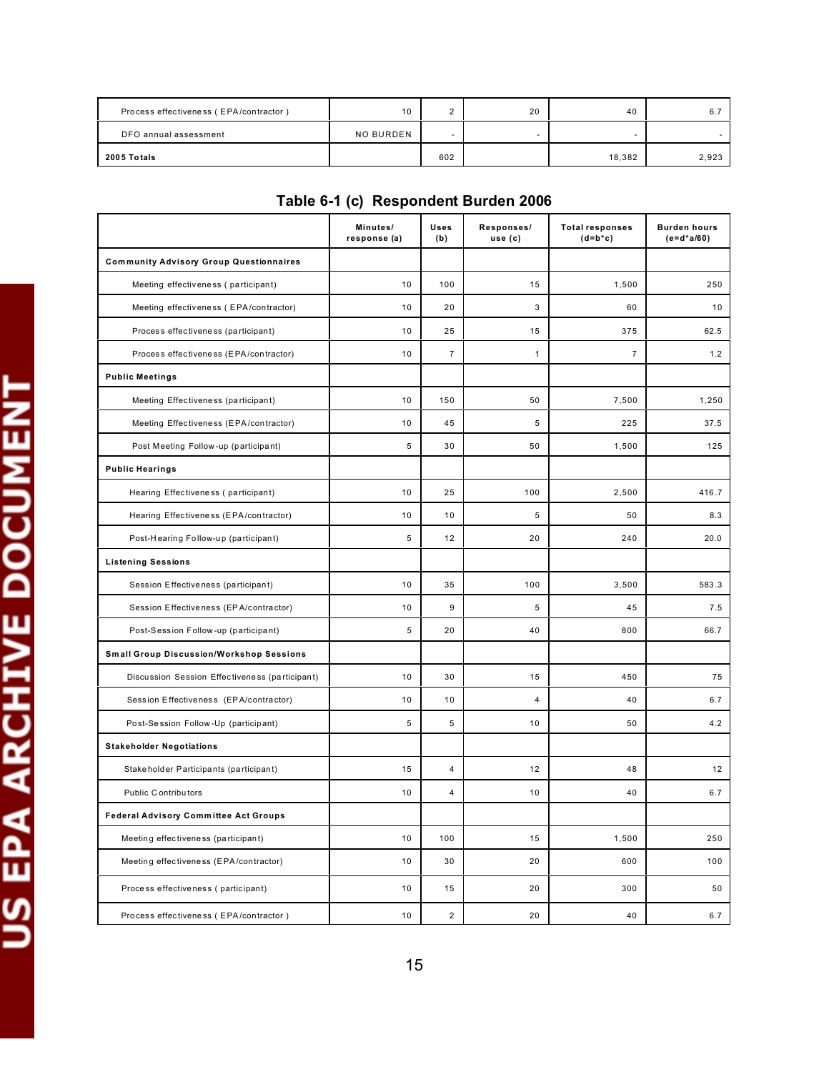| | | | | | |
|---|---|---|---|---|---|
| Process effectiveness ( EPA/contractor ) | 10 | 2 | 20 | 40 | 6.7 |
| DFO annual assessment | NO BURDEN | - | - | - | - |
| **2005 Totals** | | 602 | | 18,382 | 2,923 |

## Table 6-1 (c) Respondent Burden 2006

| | Minutes/ response (a) | Uses (b) | Responses/ use (c) | Total responses (d=b*c) | Burden hours (e=d*a/60) |
|---|---|---|---|---|---|
| **Community Advisory Group Questionnaires** | | | | | |
| Meeting effectiveness ( participant) | 10 | 100 | 15 | 1,500 | 250 |
| Meeting effectiveness ( EPA/contractor) | 10 | 20 | 3 | 60 | 10 |
| Process effectiveness (participant) | 10 | 25 | 15 | 375 | 62.5 |
| Process effectiveness (EPA/contractor) | 10 | 7 | 1 | 7 | 1.2 |
| **Public Meetings** | | | | | |
| Meeting Effectiveness (participant) | 10 | 150 | 50 | 7,500 | 1,250 |
| Meeting Effectiveness (EPA/contractor) | 10 | 45 | 5 | 225 | 37.5 |
| Post Meeting Follow-up (participant) | 5 | 30 | 50 | 1,500 | 125 |
| **Public Hearings** | | | | | |
| Hearing Effectiveness ( participant) | 10 | 25 | 100 | 2,500 | 416.7 |
| Hearing Effectiveness (EPA/contractor) | 10 | 10 | 5 | 50 | 8.3 |
| Post-Hearing Follow-up (participant) | 5 | 12 | 20 | 240 | 20.0 |
| **Listening Sessions** | | | | | |
| Session Effectiveness (participant) | 10 | 35 | 100 | 3,500 | 583.3 |
| Session Effectiveness (EPA/contractor) | 10 | 9 | 5 | 45 | 7.5 |
| Post-Session Follow-up (participant) | 5 | 20 | 40 | 800 | 66.7 |
| **Small Group Discussion/Workshop Sessions** | | | | | |
| Discussion Session Effectiveness (participant) | 10 | 30 | 15 | 450 | 75 |
| Session Effectiveness (EPA/contractor) | 10 | 10 | 4 | 40 | 6.7 |
| Post-Session Follow-Up (participant) | 5 | 5 | 10 | 50 | 4.2 |
| **Stakeholder Negotiations** | | | | | |
| Stakeholder Participants (participant) | 15 | 4 | 12 | 48 | 12 |
| Public Contributors | 10 | 4 | 10 | 40 | 6.7 |
| **Federal Advisory Committee Act Groups** | | | | | |
| Meeting effectiveness (participant) | 10 | 100 | 15 | 1,500 | 250 |
| Meeting effectiveness (EPA/contractor) | 10 | 30 | 20 | 600 | 100 |
| Process effectiveness ( participant) | 10 | 15 | 20 | 300 | 50 |
| Process effectiveness ( EPA/contractor ) | 10 | 2 | 20 | 40 | 6.7 |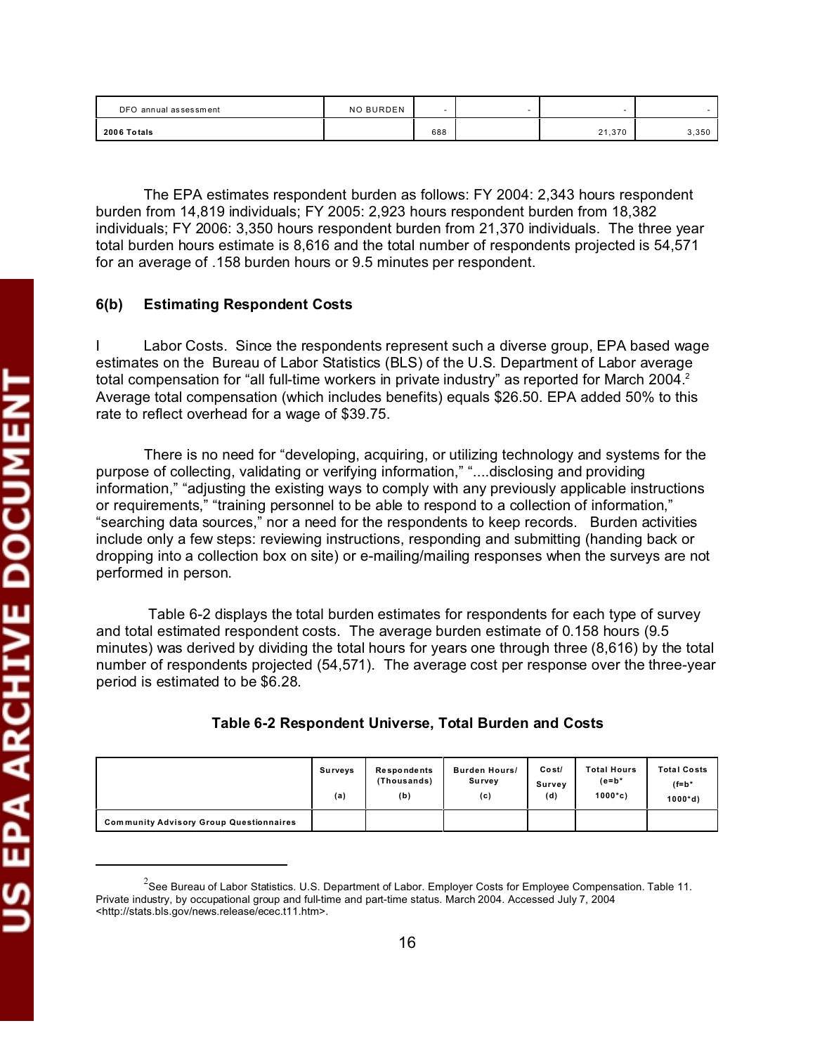| | | | | | |
|---|---|---|---|---|---|
| DFO annual assessment | NO BURDEN | - | - | - | - |
| **2006 Totals** | | 688 | | 21,370 | 3,350 |

The EPA estimates respondent burden as follows: FY 2004: 2,343 hours respondent burden from 14,819 individuals; FY 2005: 2,923 hours respondent burden from 18,382 individuals; FY 2006: 3,350 hours respondent burden from 21,370 individuals. The three year total burden hours estimate is 8,616 and the total number of respondents projected is 54,571 for an average of .158 burden hours or 9.5 minutes per respondent.

### 6(b) Estimating Respondent Costs

I Labor Costs. Since the respondents represent such a diverse group, EPA based wage estimates on the Bureau of Labor Statistics (BLS) of the U.S. Department of Labor average total compensation for "all full-time workers in private industry" as reported for March 2004.[2] Average total compensation (which includes benefits) equals $26.50. EPA added 50% to this rate to reflect overhead for a wage of $39.75.

There is no need for "developing, acquiring, or utilizing technology and systems for the purpose of collecting, validating or verifying information," "....disclosing and providing information," "adjusting the existing ways to comply with any previously applicable instructions or requirements," "training personnel to be able to respond to a collection of information," "searching data sources," nor a need for the respondents to keep records. Burden activities include only a few steps: reviewing instructions, responding and submitting (handing back or dropping into a collection box on site) or e-mailing/mailing responses when the surveys are not performed in person.

Table 6-2 displays the total burden estimates for respondents for each type of survey and total estimated respondent costs. The average burden estimate of 0.158 hours (9.5 minutes) was derived by dividing the total hours for years one through three (8,616) by the total number of respondents projected (54,571). The average cost per response over the three-year period is estimated to be $6.28.

**Table 6-2 Respondent Universe, Total Burden and Costs**

| | Surveys (a) | Respondents (Thousands) (b) | Burden Hours/ Survey (c) | Cost/ Survey (d) | Total Hours (e=b* 1000*c) | Total Costs (f=b* 1000*d) |
|---|---|---|---|---|---|---|
| **Community Advisory Group Questionnaires** | | | | | | |

---

[2] See Bureau of Labor Statistics. U.S. Department of Labor. Employer Costs for Employee Compensation. Table 11. Private industry, by occupational group and full-time and part-time status. March 2004. Accessed July 7, 2004 <http://stats.bls.gov/news.release/ecec.t11.htm>.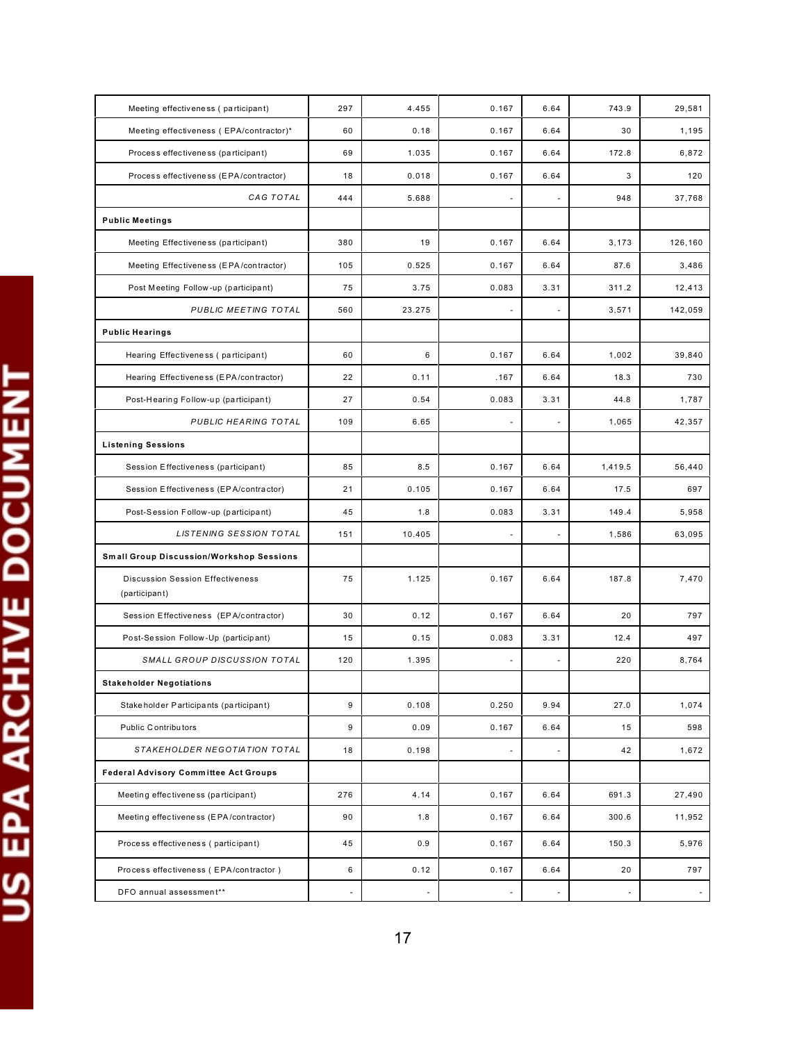| | | | | | | |
|---|---|---|---|---|---|---|
| Meeting effectiveness ( participant) | 297 | 4.455 | 0.167 | 6.64 | 743.9 | 29,581 |
| Meeting effectiveness ( EPA/contractor)* | 60 | 0.18 | 0.167 | 6.64 | 30 | 1,195 |
| Process effectiveness (participant) | 69 | 1.035 | 0.167 | 6.64 | 172.8 | 6,872 |
| Process effectiveness (EPA/contractor) | 18 | 0.018 | 0.167 | 6.64 | 3 | 120 |
| *CAG TOTAL* | 444 | 5.688 | - | - | 948 | 37,768 |
| **Public Meetings** | | | | | | |
| Meeting Effectiveness (participant) | 380 | 19 | 0.167 | 6.64 | 3,173 | 126,160 |
| Meeting Effectiveness (EPA/contractor) | 105 | 0.525 | 0.167 | 6.64 | 87.6 | 3,486 |
| Post Meeting Follow-up (participant) | 75 | 3.75 | 0.083 | 3.31 | 311.2 | 12,413 |
| *PUBLIC MEETING TOTAL* | 560 | 23.275 | - | - | 3,571 | 142,059 |
| **Public Hearings** | | | | | | |
| Hearing Effectiveness ( participant) | 60 | 6 | 0.167 | 6.64 | 1,002 | 39,840 |
| Hearing Effectiveness (EPA/contractor) | 22 | 0.11 | .167 | 6.64 | 18.3 | 730 |
| Post-Hearing Follow-up (participant) | 27 | 0.54 | 0.083 | 3.31 | 44.8 | 1,787 |
| *PUBLIC HEARING TOTAL* | 109 | 6.65 | - | - | 1,065 | 42,357 |
| **Listening Sessions** | | | | | | |
| Session Effectiveness (participant) | 85 | 8.5 | 0.167 | 6.64 | 1,419.5 | 56,440 |
| Session Effectiveness (EPA/contractor) | 21 | 0.105 | 0.167 | 6.64 | 17.5 | 697 |
| Post-Session Follow-up (participant) | 45 | 1.8 | 0.083 | 3.31 | 149.4 | 5,958 |
| *LISTENING SESSION TOTAL* | 151 | 10.405 | - | - | 1,586 | 63,095 |
| **Small Group Discussion/Workshop Sessions** | | | | | | |
| Discussion Session Effectiveness (participant) | 75 | 1.125 | 0.167 | 6.64 | 187.8 | 7,470 |
| Session Effectiveness (EPA/contractor) | 30 | 0.12 | 0.167 | 6.64 | 20 | 797 |
| Post-Session Follow-Up (participant) | 15 | 0.15 | 0.083 | 3.31 | 12.4 | 497 |
| *SMALL GROUP DISCUSSION TOTAL* | 120 | 1.395 | - | - | 220 | 8,764 |
| **Stakeholder Negotiations** | | | | | | |
| Stakeholder Participants (participant) | 9 | 0.108 | 0.250 | 9.94 | 27.0 | 1,074 |
| Public Contributors | 9 | 0.09 | 0.167 | 6.64 | 15 | 598 |
| *STAKEHOLDER NEGOTIATION TOTAL* | 18 | 0.198 | - | - | 42 | 1,672 |
| **Federal Advisory Committee Act Groups** | | | | | | |
| Meeting effectiveness (participant) | 276 | 4.14 | 0.167 | 6.64 | 691.3 | 27,490 |
| Meeting effectiveness (EPA/contractor) | 90 | 1.8 | 0.167 | 6.64 | 300.6 | 11,952 |
| Process effectiveness ( participant) | 45 | 0.9 | 0.167 | 6.64 | 150.3 | 5,976 |
| Process effectiveness ( EPA/contractor ) | 6 | 0.12 | 0.167 | 6.64 | 20 | 797 |
| DFO annual assessment** | - | - | - | - | - | - |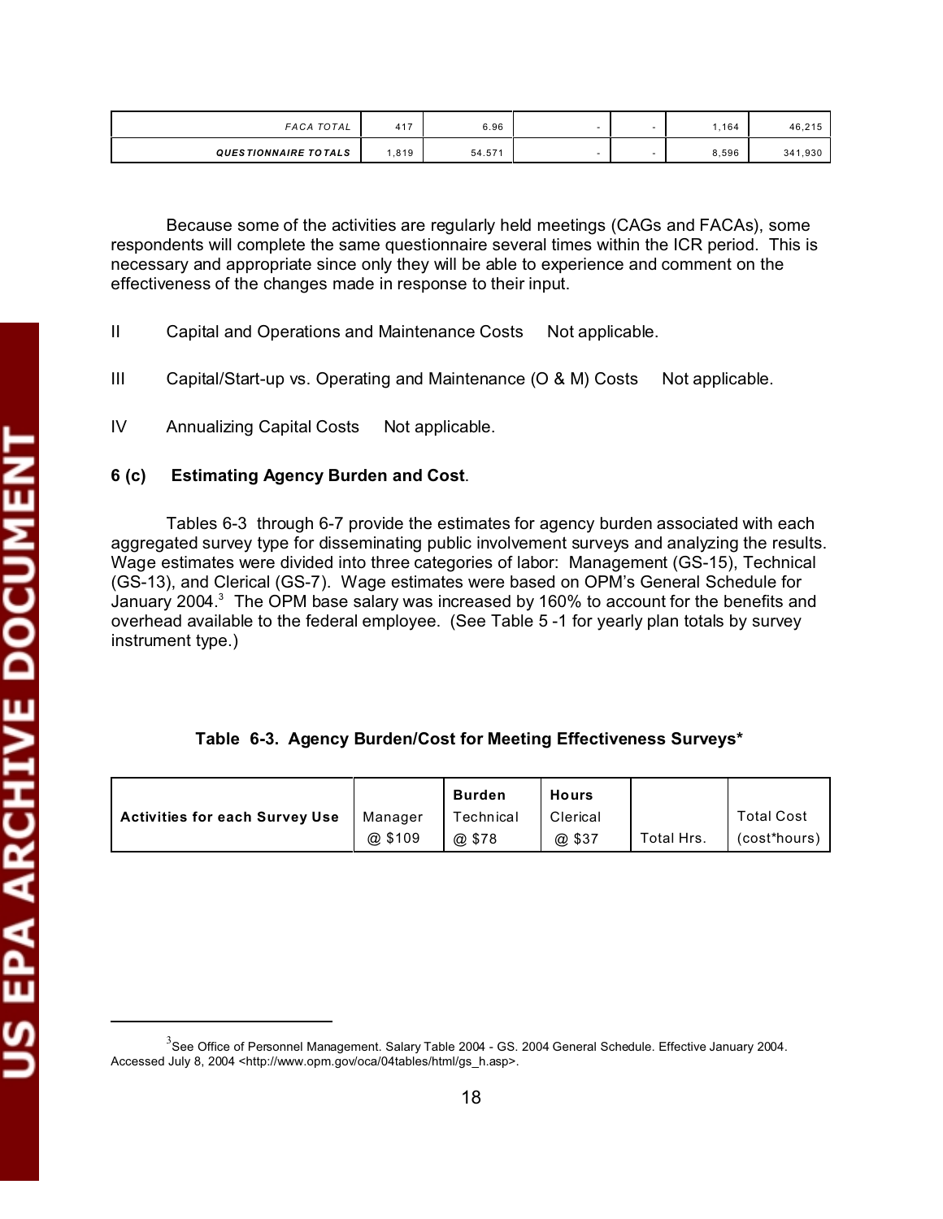| | | | | | | |
|---|---|---|---|---|---|---|
| *FACA TOTAL* | 417 | 6.96 | - | - | 1,164 | 46,215 |
| ***QUESTIONNAIRE TOTALS*** | 1,819 | 54.571 | - | - | 8,596 | 341,930 |

Because some of the activities are regularly held meetings (CAGs and FACAs), some respondents will complete the same questionnaire several times within the ICR period. This is necessary and appropriate since only they will be able to experience and comment on the effectiveness of the changes made in response to their input.

II Capital and Operations and Maintenance Costs Not applicable.

III Capital/Start-up vs. Operating and Maintenance (O & M) Costs Not applicable.

IV Annualizing Capital Costs Not applicable.

**6 (c) Estimating Agency Burden and Cost**.

Tables 6-3 through 6-7 provide the estimates for agency burden associated with each aggregated survey type for disseminating public involvement surveys and analyzing the results. Wage estimates were divided into three categories of labor: Management (GS-15), Technical (GS-13), and Clerical (GS-7). Wage estimates were based on OPM's General Schedule for January 2004.[3] The OPM base salary was increased by 160% to account for the benefits and overhead available to the federal employee. (See Table 5 -1 for yearly plan totals by survey instrument type.)

**Table 6-3. Agency Burden/Cost for Meeting Effectiveness Surveys***

| **Activities for each Survey Use** | Manager @ $109 | **Burden** Technical @ $78 | **Hours** Clerical @ $37 | Total Hrs. | Total Cost (cost*hours) |
|---|---|---|---|---|---|

[3]See Office of Personnel Management. Salary Table 2004 - GS. 2004 General Schedule. Effective January 2004. Accessed July 8, 2004 <http://www.opm.gov/oca/04tables/html/gs_h.asp>.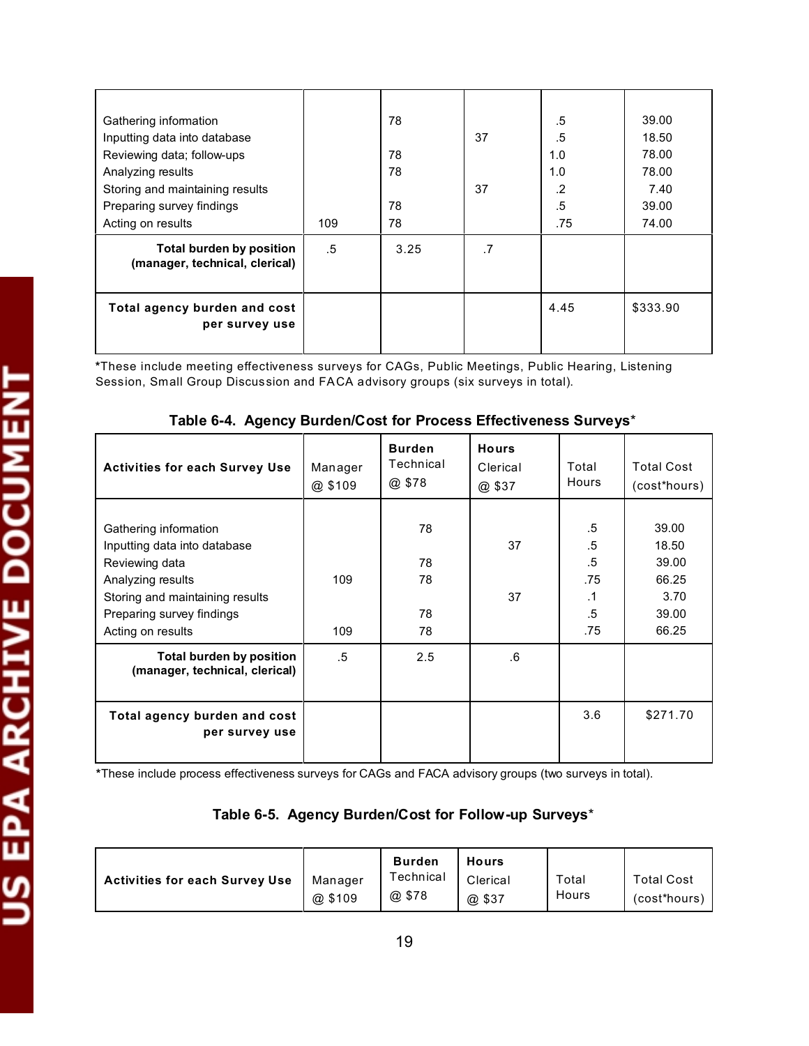| | | | | | |
|---|---|---|---|---|---|
| Gathering information | | 78 | | .5 | 39.00 |
| Inputting data into database | | | 37 | .5 | 18.50 |
| Reviewing data; follow-ups | | 78 | | 1.0 | 78.00 |
| Analyzing results | | 78 | | 1.0 | 78.00 |
| Storing and maintaining results | | | 37 | .2 | 7.40 |
| Preparing survey findings | | 78 | | .5 | 39.00 |
| Acting on results | 109 | 78 | | .75 | 74.00 |
| **Total burden by position (manager, technical, clerical)** | .5 | 3.25 | .7 | | |
| **Total agency burden and cost per survey use** | | | | 4.45 | $333.90 |

*These include meeting effectiveness surveys for CAGs, Public Meetings, Public Hearing, Listening Session, Small Group Discussion and FACA advisory groups (six surveys in total).

**Table 6-4. Agency Burden/Cost for Process Effectiveness Surveys***

| Activities for each Survey Use | Manager @ $109 | **Burden** Technical @ $78 | **Hours** Clerical @ $37 | Total Hours | Total Cost (cost*hours) |
|---|---|---|---|---|---|
| Gathering information | | 78 | | .5 | 39.00 |
| Inputting data into database | | | 37 | .5 | 18.50 |
| Reviewing data | | 78 | | .5 | 39.00 |
| Analyzing results | 109 | 78 | | .75 | 66.25 |
| Storing and maintaining results | | | 37 | .1 | 3.70 |
| Preparing survey findings | | 78 | | .5 | 39.00 |
| Acting on results | 109 | 78 | | .75 | 66.25 |
| **Total burden by position (manager, technical, clerical)** | .5 | 2.5 | .6 | | |
| **Total agency burden and cost per survey use** | | | | 3.6 | $271.70 |

*These include process effectiveness surveys for CAGs and FACA advisory groups (two surveys in total).

**Table 6-5. Agency Burden/Cost for Follow-up Surveys***

| Activities for each Survey Use | Manager @ $109 | **Burden** Technical @ $78 | **Hours** Clerical @ $37 | Total Hours | Total Cost (cost*hours) |
|---|---|---|---|---|---|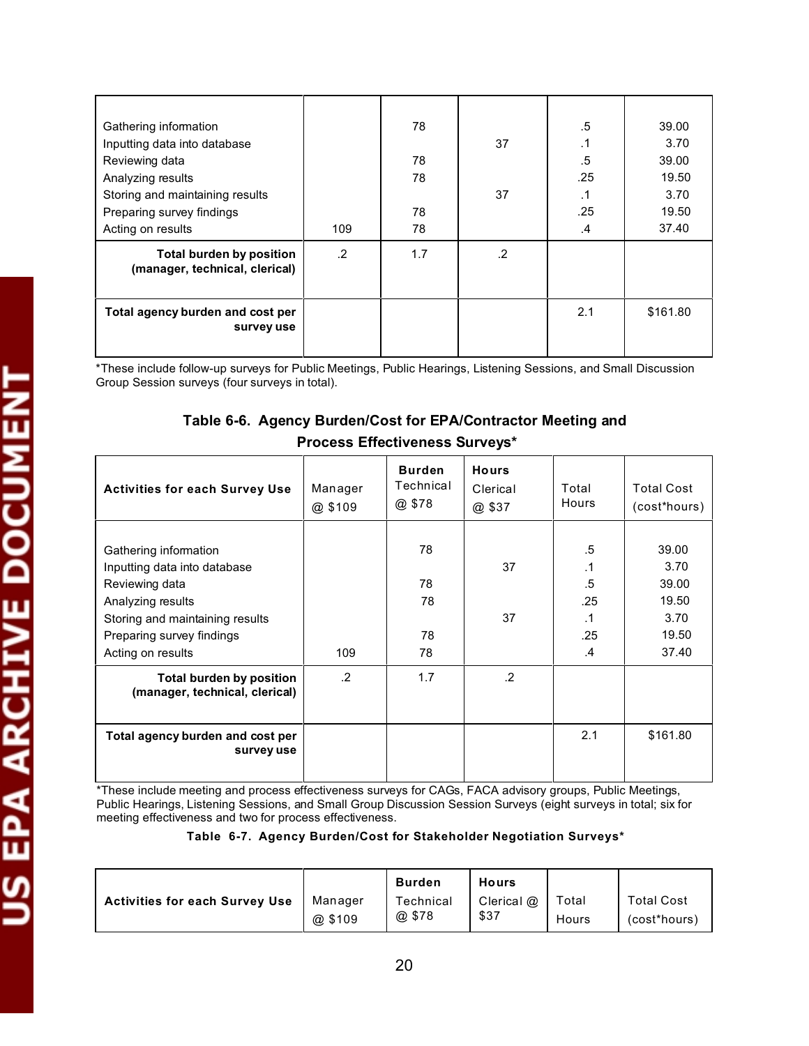| | | | | | |
|---|---|---|---|---|---|
| Gathering information | | 78 | | .5 | 39.00 |
| Inputting data into database | | | 37 | .1 | 3.70 |
| Reviewing data | | 78 | | .5 | 39.00 |
| Analyzing results | | 78 | | .25 | 19.50 |
| Storing and maintaining results | | | 37 | .1 | 3.70 |
| Preparing survey findings | | 78 | | .25 | 19.50 |
| Acting on results | 109 | 78 | | .4 | 37.40 |
| **Total burden by position (manager, technical, clerical)** | .2 | 1.7 | .2 | | |
| **Total agency burden and cost per survey use** | | | | 2.1 | $161.80 |

*These include follow-up surveys for Public Meetings, Public Hearings, Listening Sessions, and Small Discussion Group Session surveys (four surveys in total).

**Table 6-6. Agency Burden/Cost for EPA/Contractor Meeting and Process Effectiveness Surveys***

| **Activities for each Survey Use** | Manager @ $109 | **Burden** Technical @ $78 | **Hours** Clerical @ $37 | Total Hours | Total Cost (cost*hours) |
|---|---|---|---|---|---|
| Gathering information | | 78 | | .5 | 39.00 |
| Inputting data into database | | | 37 | .1 | 3.70 |
| Reviewing data | | 78 | | .5 | 39.00 |
| Analyzing results | | 78 | | .25 | 19.50 |
| Storing and maintaining results | | | 37 | .1 | 3.70 |
| Preparing survey findings | | 78 | | .25 | 19.50 |
| Acting on results | 109 | 78 | | .4 | 37.40 |
| **Total burden by position (manager, technical, clerical)** | .2 | 1.7 | .2 | | |
| **Total agency burden and cost per survey use** | | | | 2.1 | $161.80 |

*These include meeting and process effectiveness surveys for CAGs, FACA advisory groups, Public Meetings, Public Hearings, Listening Sessions, and Small Group Discussion Session Surveys (eight surveys in total; six for meeting effectiveness and two for process effectiveness.

**Table 6-7. Agency Burden/Cost for Stakeholder Negotiation Surveys***

| **Activities for each Survey Use** | Manager @ $109 | **Burden** Technical @ $78 | **Hours** Clerical @ $37 | Total Hours | Total Cost (cost*hours) |
|---|---|---|---|---|---|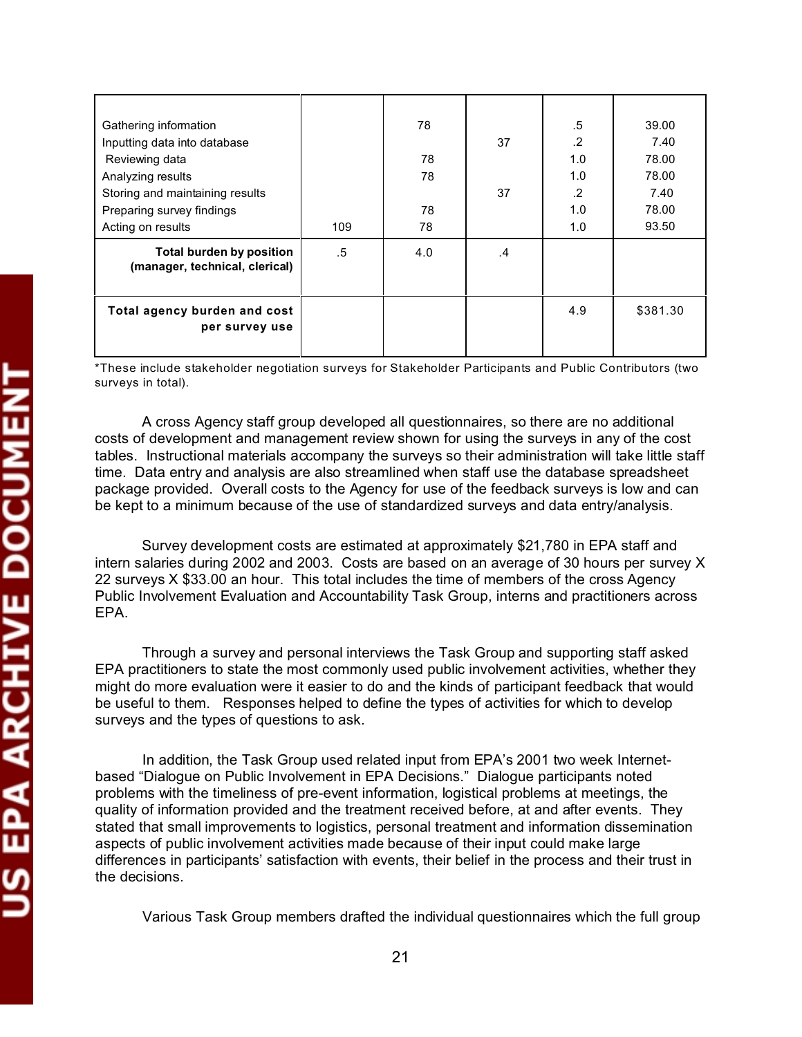| | | | | | |
|---|---|---|---|---|---|
| Gathering information | | 78 | | .5 | 39.00 |
| Inputting data into database | | | 37 | .2 | 7.40 |
| Reviewing data | | 78 | | 1.0 | 78.00 |
| Analyzing results | | 78 | | 1.0 | 78.00 |
| Storing and maintaining results | | | 37 | .2 | 7.40 |
| Preparing survey findings | | 78 | | 1.0 | 78.00 |
| Acting on results | 109 | 78 | | 1.0 | 93.50 |
| **Total burden by position (manager, technical, clerical)** | .5 | 4.0 | .4 | | |
| **Total agency burden and cost per survey use** | | | | 4.9 | $381.30 |

*These include stakeholder negotiation surveys for Stakeholder Participants and Public Contributors (two surveys in total).

A cross Agency staff group developed all questionnaires, so there are no additional costs of development and management review shown for using the surveys in any of the cost tables. Instructional materials accompany the surveys so their administration will take little staff time. Data entry and analysis are also streamlined when staff use the database spreadsheet package provided. Overall costs to the Agency for use of the feedback surveys is low and can be kept to a minimum because of the use of standardized surveys and data entry/analysis.

Survey development costs are estimated at approximately $21,780 in EPA staff and intern salaries during 2002 and 2003. Costs are based on an average of 30 hours per survey X 22 surveys X $33.00 an hour. This total includes the time of members of the cross Agency Public Involvement Evaluation and Accountability Task Group, interns and practitioners across EPA.

Through a survey and personal interviews the Task Group and supporting staff asked EPA practitioners to state the most commonly used public involvement activities, whether they might do more evaluation were it easier to do and the kinds of participant feedback that would be useful to them. Responses helped to define the types of activities for which to develop surveys and the types of questions to ask.

In addition, the Task Group used related input from EPA's 2001 two week Internet-based "Dialogue on Public Involvement in EPA Decisions." Dialogue participants noted problems with the timeliness of pre-event information, logistical problems at meetings, the quality of information provided and the treatment received before, at and after events. They stated that small improvements to logistics, personal treatment and information dissemination aspects of public involvement activities made because of their input could make large differences in participants' satisfaction with events, their belief in the process and their trust in the decisions.

Various Task Group members drafted the individual questionnaires which the full group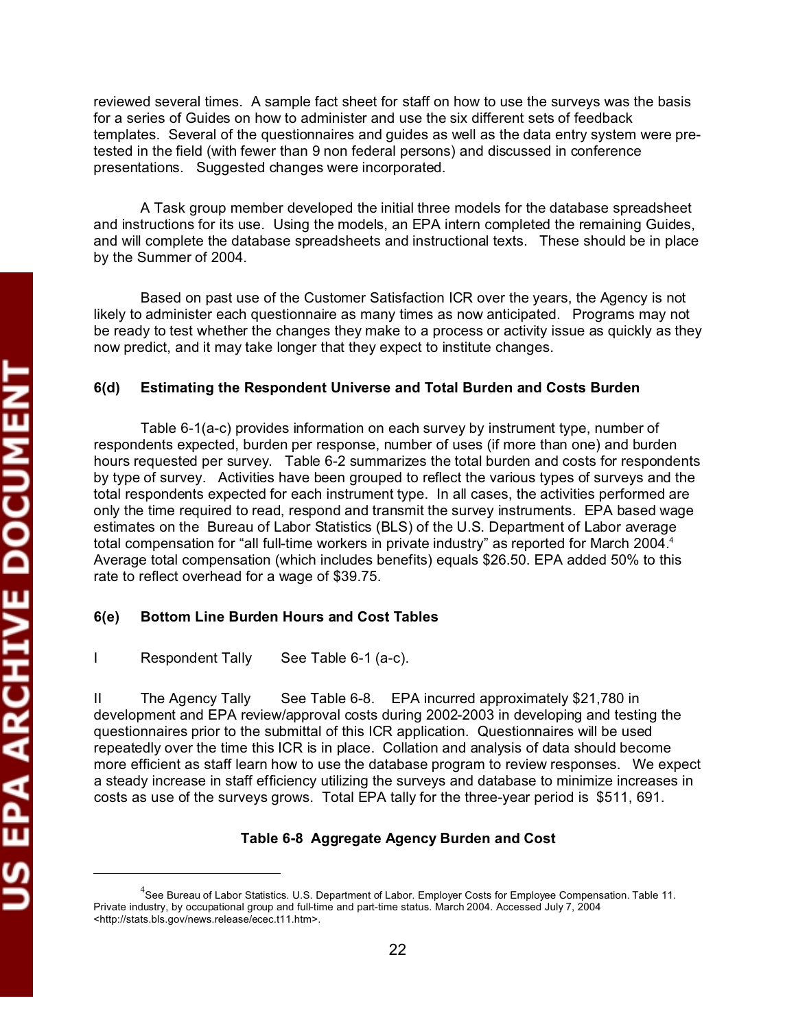reviewed several times. A sample fact sheet for staff on how to use the surveys was the basis for a series of Guides on how to administer and use the six different sets of feedback templates. Several of the questionnaires and guides as well as the data entry system were pre-tested in the field (with fewer than 9 non federal persons) and discussed in conference presentations. Suggested changes were incorporated.

A Task group member developed the initial three models for the database spreadsheet and instructions for its use. Using the models, an EPA intern completed the remaining Guides, and will complete the database spreadsheets and instructional texts. These should be in place by the Summer of 2004.

Based on past use of the Customer Satisfaction ICR over the years, the Agency is not likely to administer each questionnaire as many times as now anticipated. Programs may not be ready to test whether the changes they make to a process or activity issue as quickly as they now predict, and it may take longer that they expect to institute changes.

### 6(d) Estimating the Respondent Universe and Total Burden and Costs Burden

Table 6-1(a-c) provides information on each survey by instrument type, number of respondents expected, burden per response, number of uses (if more than one) and burden hours requested per survey. Table 6-2 summarizes the total burden and costs for respondents by type of survey. Activities have been grouped to reflect the various types of surveys and the total respondents expected for each instrument type. In all cases, the activities performed are only the time required to read, respond and transmit the survey instruments. EPA based wage estimates on the Bureau of Labor Statistics (BLS) of the U.S. Department of Labor average total compensation for "all full-time workers in private industry" as reported for March 2004.[4] Average total compensation (which includes benefits) equals $26.50. EPA added 50% to this rate to reflect overhead for a wage of $39.75.

### 6(e) Bottom Line Burden Hours and Cost Tables

I Respondent Tally See Table 6-1 (a-c).

II The Agency Tally See Table 6-8. EPA incurred approximately $21,780 in development and EPA review/approval costs during 2002-2003 in developing and testing the questionnaires prior to the submittal of this ICR application. Questionnaires will be used repeatedly over the time this ICR is in place. Collation and analysis of data should become more efficient as staff learn how to use the database program to review responses. We expect a steady increase in staff efficiency utilizing the surveys and database to minimize increases in costs as use of the surveys grows. Total EPA tally for the three-year period is $511, 691.

**Table 6-8 Aggregate Agency Burden and Cost**

---

[4] See Bureau of Labor Statistics. U.S. Department of Labor. Employer Costs for Employee Compensation. Table 11. Private industry, by occupational group and full-time and part-time status. March 2004. Accessed July 7, 2004 <http://stats.bls.gov/news.release/ecec.t11.htm>.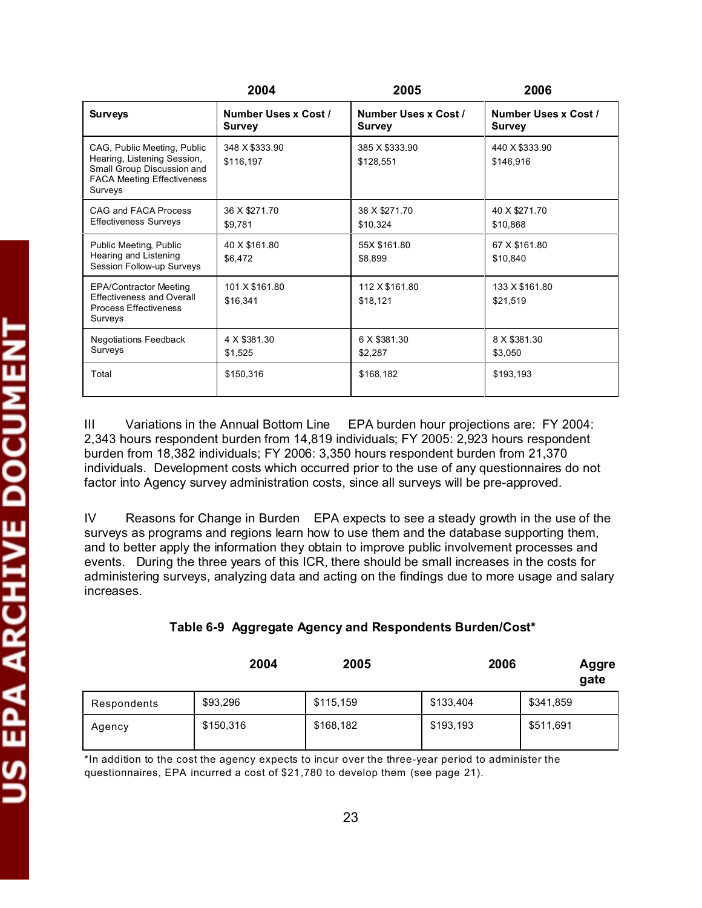| Surveys | 2004<br>Number Uses x Cost / Survey | 2005<br>Number Uses x Cost / Survey | 2006<br>Number Uses x Cost / Survey |
|---|---|---|---|
| CAG, Public Meeting, Public Hearing, Listening Session, Small Group Discussion and FACA Meeting Effectiveness Surveys | 348 X $333.90<br>$116,197 | 385 X $333.90<br>$128,551 | 440 X $333.90<br>$146,916 |
| CAG and FACA Process Effectiveness Surveys | 36 X $271.70<br>$9,781 | 38 X $271.70<br>$10,324 | 40 X $271.70<br>$10,868 |
| Public Meeting, Public Hearing and Listening Session Follow-up Surveys | 40 X $161.80<br>$6,472 | 55X $161.80<br>$8,899 | 67 X $161.80<br>$10,840 |
| EPA/Contractor Meeting Effectiveness and Overall Process Effectiveness Surveys | 101 X $161.80<br>$16,341 | 112 X $161.80<br>$18,121 | 133 X $161.80<br>$21,519 |
| Negotiations Feedback Surveys | 4 X $381.30<br>$1,525 | 6 X $381.30<br>$2,287 | 8 X $381.30<br>$3,050 |
| Total | $150,316 | $168,182 | $193,193 |

III Variations in the Annual Bottom Line EPA burden hour projections are: FY 2004: 2,343 hours respondent burden from 14,819 individuals; FY 2005: 2,923 hours respondent burden from 18,382 individuals; FY 2006: 3,350 hours respondent burden from 21,370 individuals. Development costs which occurred prior to the use of any questionnaires do not factor into Agency survey administration costs, since all surveys will be pre-approved.

IV Reasons for Change in Burden EPA expects to see a steady growth in the use of the surveys as programs and regions learn how to use them and the database supporting them, and to better apply the information they obtain to improve public involvement processes and events. During the three years of this ICR, there should be small increases in the costs for administering surveys, analyzing data and acting on the findings due to more usage and salary increases.

**Table 6-9 Aggregate Agency and Respondents Burden/Cost***

| | 2004 | 2005 | 2006 | Aggregate |
|---|---|---|---|---|
| Respondents | $93,296 | $115,159 | $133,404 | $341,859 |
| Agency | $150,316 | $168,182 | $193,193 | $511,691 |

*In addition to the cost the agency expects to incur over the three-year period to administer the questionnaires, EPA incurred a cost of $21,780 to develop them (see page 21).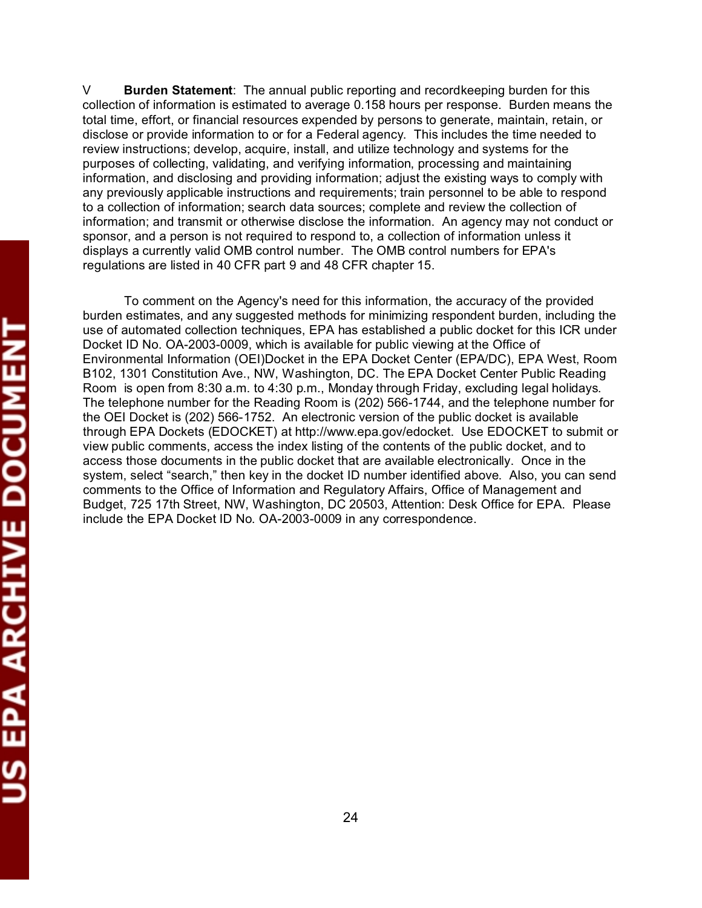V **Burden Statement**: The annual public reporting and recordkeeping burden for this collection of information is estimated to average 0.158 hours per response. Burden means the total time, effort, or financial resources expended by persons to generate, maintain, retain, or disclose or provide information to or for a Federal agency. This includes the time needed to review instructions; develop, acquire, install, and utilize technology and systems for the purposes of collecting, validating, and verifying information, processing and maintaining information, and disclosing and providing information; adjust the existing ways to comply with any previously applicable instructions and requirements; train personnel to be able to respond to a collection of information; search data sources; complete and review the collection of information; and transmit or otherwise disclose the information. An agency may not conduct or sponsor, and a person is not required to respond to, a collection of information unless it displays a currently valid OMB control number. The OMB control numbers for EPA's regulations are listed in 40 CFR part 9 and 48 CFR chapter 15.

To comment on the Agency's need for this information, the accuracy of the provided burden estimates, and any suggested methods for minimizing respondent burden, including the use of automated collection techniques, EPA has established a public docket for this ICR under Docket ID No. OA-2003-0009, which is available for public viewing at the Office of Environmental Information (OEI)Docket in the EPA Docket Center (EPA/DC), EPA West, Room B102, 1301 Constitution Ave., NW, Washington, DC. The EPA Docket Center Public Reading Room is open from 8:30 a.m. to 4:30 p.m., Monday through Friday, excluding legal holidays. The telephone number for the Reading Room is (202) 566-1744, and the telephone number for the OEI Docket is (202) 566-1752. An electronic version of the public docket is available through EPA Dockets (EDOCKET) at http://www.epa.gov/edocket. Use EDOCKET to submit or view public comments, access the index listing of the contents of the public docket, and to access those documents in the public docket that are available electronically. Once in the system, select "search," then key in the docket ID number identified above. Also, you can send comments to the Office of Information and Regulatory Affairs, Office of Management and Budget, 725 17th Street, NW, Washington, DC 20503, Attention: Desk Office for EPA. Please include the EPA Docket ID No. OA-2003-0009 in any correspondence.